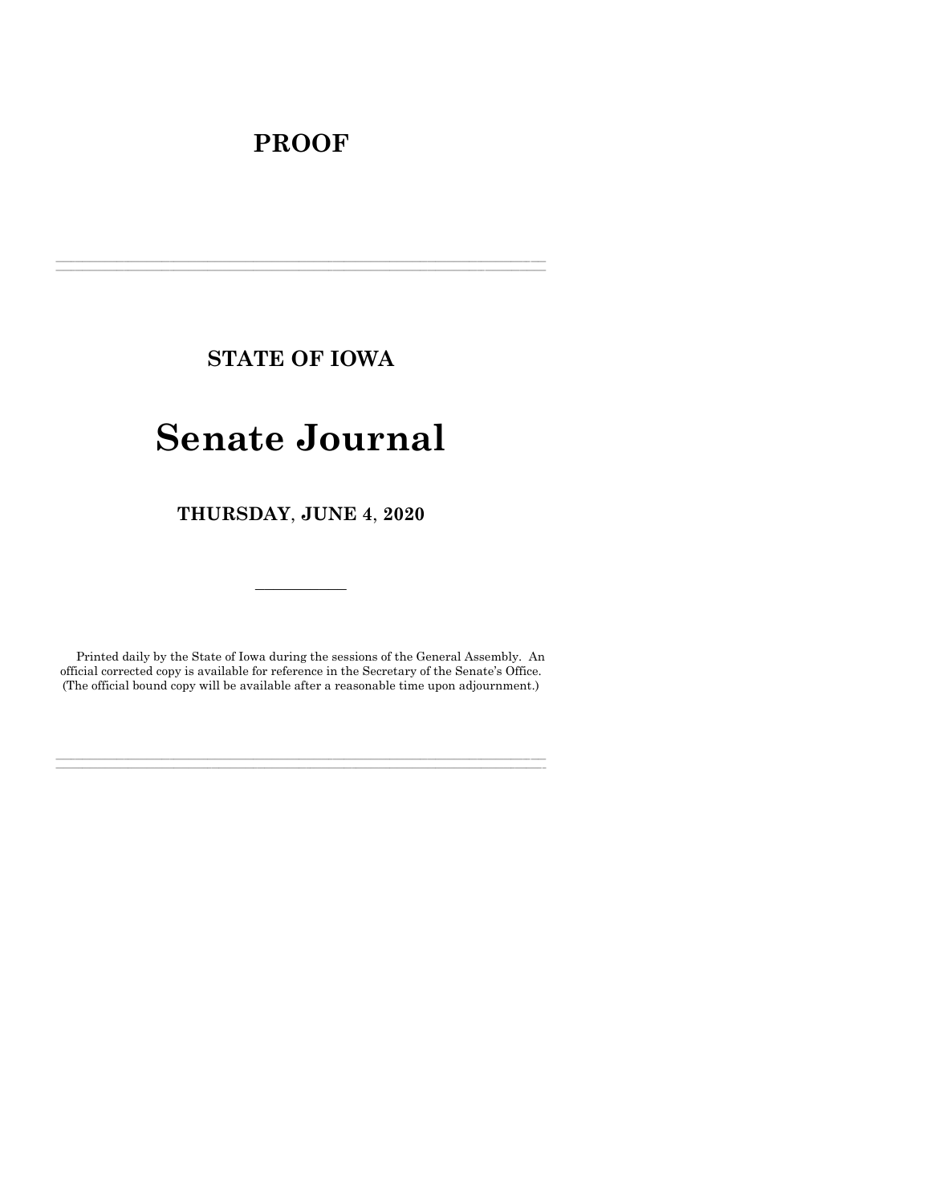# PROOF

---

## STATE OF IOWA

# Senate Journal

## THURSDAY, JUNE 4, 2020

---

Printed daily by the State of Iowa during the sessions of the General Assembly. An official corrected copy is available for reference in the Secretary of the Senate's Office. (The official bound copy will be available after a reasonable time upon adjournment.)

---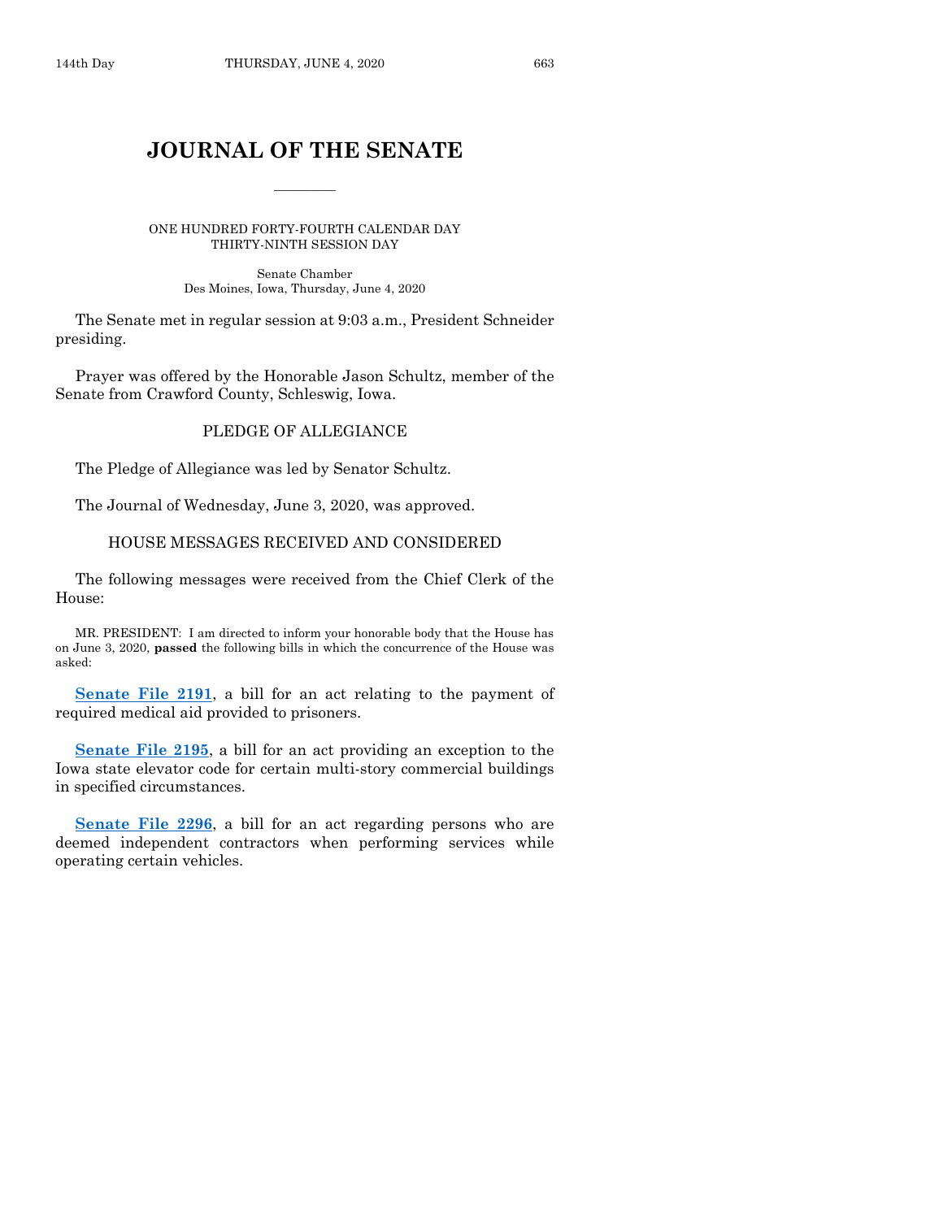# JOURNAL OF THE SENATE

ONE HUNDRED FORTY-FOURTH CALENDAR DAY
THIRTY-NINTH SESSION DAY

Senate Chamber
Des Moines, Iowa, Thursday, June 4, 2020

The Senate met in regular session at 9:03 a.m., President Schneider presiding.

Prayer was offered by the Honorable Jason Schultz, member of the Senate from Crawford County, Schleswig, Iowa.

## PLEDGE OF ALLEGIANCE

The Pledge of Allegiance was led by Senator Schultz.

The Journal of Wednesday, June 3, 2020, was approved.

## HOUSE MESSAGES RECEIVED AND CONSIDERED

The following messages were received from the Chief Clerk of the House:

MR. PRESIDENT: I am directed to inform your honorable body that the House has on June 3, 2020, **passed** the following bills in which the concurrence of the House was asked:

**Senate File 2191**, a bill for an act relating to the payment of required medical aid provided to prisoners.

**Senate File 2195**, a bill for an act providing an exception to the Iowa state elevator code for certain multi-story commercial buildings in specified circumstances.

**Senate File 2296**, a bill for an act regarding persons who are deemed independent contractors when performing services while operating certain vehicles.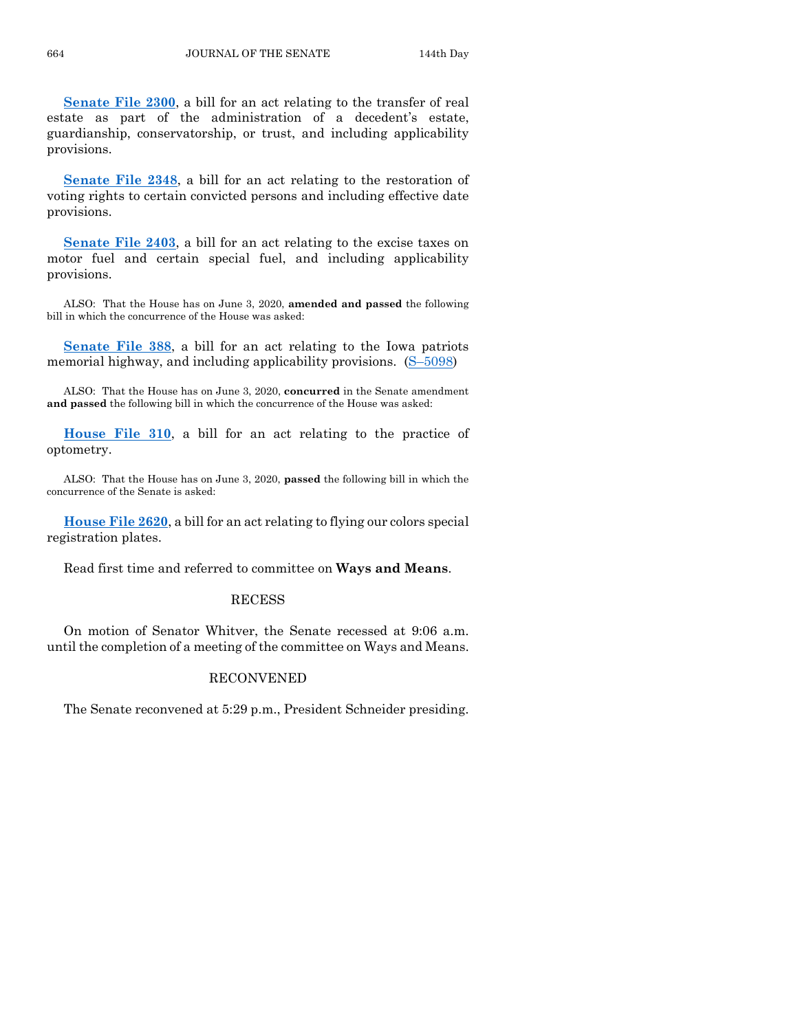**Senate File 2300**, a bill for an act relating to the transfer of real estate as part of the administration of a decedent's estate, guardianship, conservatorship, or trust, and including applicability provisions.

**Senate File 2348**, a bill for an act relating to the restoration of voting rights to certain convicted persons and including effective date provisions.

**Senate File 2403**, a bill for an act relating to the excise taxes on motor fuel and certain special fuel, and including applicability provisions.

ALSO: That the House has on June 3, 2020, **amended and passed** the following bill in which the concurrence of the House was asked:

**Senate File 388**, a bill for an act relating to the Iowa patriots memorial highway, and including applicability provisions. (S–5098)

ALSO: That the House has on June 3, 2020, **concurred** in the Senate amendment **and passed** the following bill in which the concurrence of the House was asked:

**House File 310**, a bill for an act relating to the practice of optometry.

ALSO: That the House has on June 3, 2020, **passed** the following bill in which the concurrence of the Senate is asked:

**House File 2620**, a bill for an act relating to flying our colors special registration plates.

Read first time and referred to committee on **Ways and Means**.

## RECESS

On motion of Senator Whitver, the Senate recessed at 9:06 a.m. until the completion of a meeting of the committee on Ways and Means.

## RECONVENED

The Senate reconvened at 5:29 p.m., President Schneider presiding.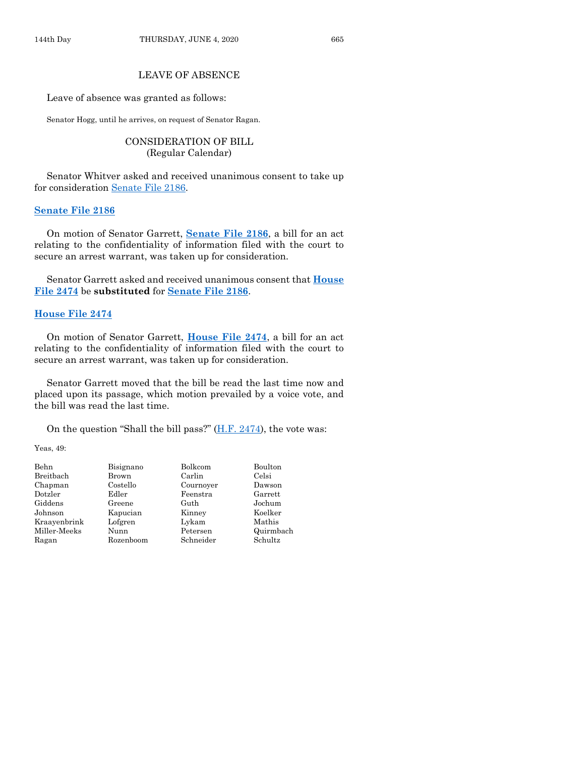## LEAVE OF ABSENCE

Leave of absence was granted as follows:

Senator Hogg, until he arrives, on request of Senator Ragan.

## CONSIDERATION OF BILL
(Regular Calendar)

Senator Whitver asked and received unanimous consent to take up for consideration Senate File 2186.

### Senate File 2186

On motion of Senator Garrett, **Senate File 2186**, a bill for an act relating to the confidentiality of information filed with the court to secure an arrest warrant, was taken up for consideration.

Senator Garrett asked and received unanimous consent that **House File 2474** be **substituted** for **Senate File 2186**.

### House File 2474

On motion of Senator Garrett, **House File 2474**, a bill for an act relating to the confidentiality of information filed with the court to secure an arrest warrant, was taken up for consideration.

Senator Garrett moved that the bill be read the last time now and placed upon its passage, which motion prevailed by a voice vote, and the bill was read the last time.

On the question "Shall the bill pass?" (H.F. 2474), the vote was:

Yeas, 49:

| | | | |
|---|---|---|---|
| Behn | Bisignano | Bolkcom | Boulton |
| Breitbach | Brown | Carlin | Celsi |
| Chapman | Costello | Cournoyer | Dawson |
| Dotzler | Edler | Feenstra | Garrett |
| Giddens | Greene | Guth | Jochum |
| Johnson | Kapucian | Kinney | Koelker |
| Kraayenbrink | Lofgren | Lykam | Mathis |
| Miller-Meeks | Nunn | Petersen | Quirmbach |
| Ragan | Rozenboom | Schneider | Schultz |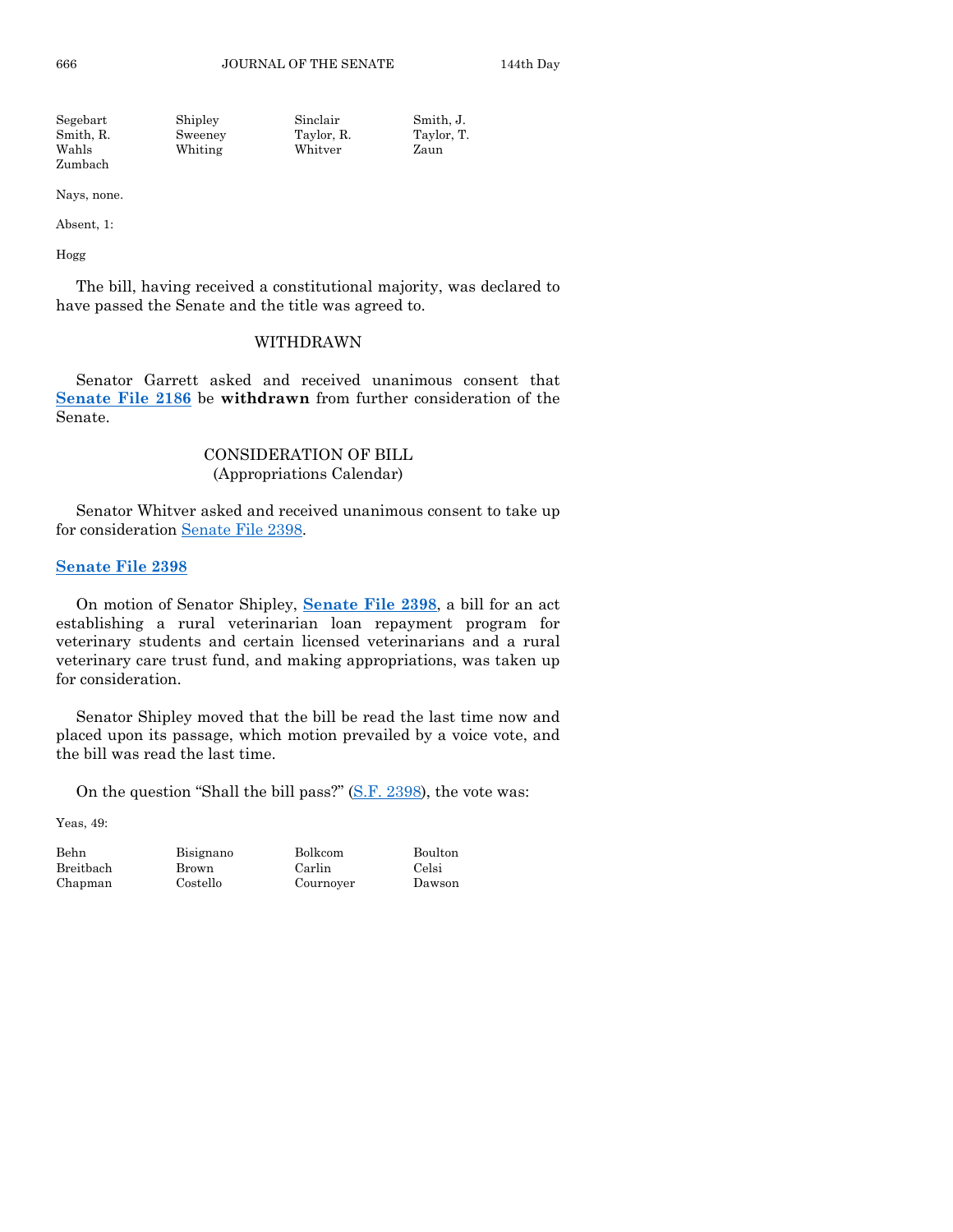| | | | |
|---|---|---|---|
| Segebart | Shipley | Sinclair | Smith, J. |
| Smith, R. | Sweeney | Taylor, R. | Taylor, T. |
| Wahls | Whiting | Whitver | Zaun |
| Zumbach | | | |

Nays, none.

Absent, 1:

Hogg

The bill, having received a constitutional majority, was declared to have passed the Senate and the title was agreed to.

## WITHDRAWN

Senator Garrett asked and received unanimous consent that **Senate File 2186** be **withdrawn** from further consideration of the Senate.

## CONSIDERATION OF BILL
(Appropriations Calendar)

Senator Whitver asked and received unanimous consent to take up for consideration Senate File 2398.

**Senate File 2398**

On motion of Senator Shipley, **Senate File 2398**, a bill for an act establishing a rural veterinarian loan repayment program for veterinary students and certain licensed veterinarians and a rural veterinary care trust fund, and making appropriations, was taken up for consideration.

Senator Shipley moved that the bill be read the last time now and placed upon its passage, which motion prevailed by a voice vote, and the bill was read the last time.

On the question "Shall the bill pass?" (S.F. 2398), the vote was:

Yeas, 49:

| | | | |
|---|---|---|---|
| Behn | Bisignano | Bolkcom | Boulton |
| Breitbach | Brown | Carlin | Celsi |
| Chapman | Costello | Cournoyer | Dawson |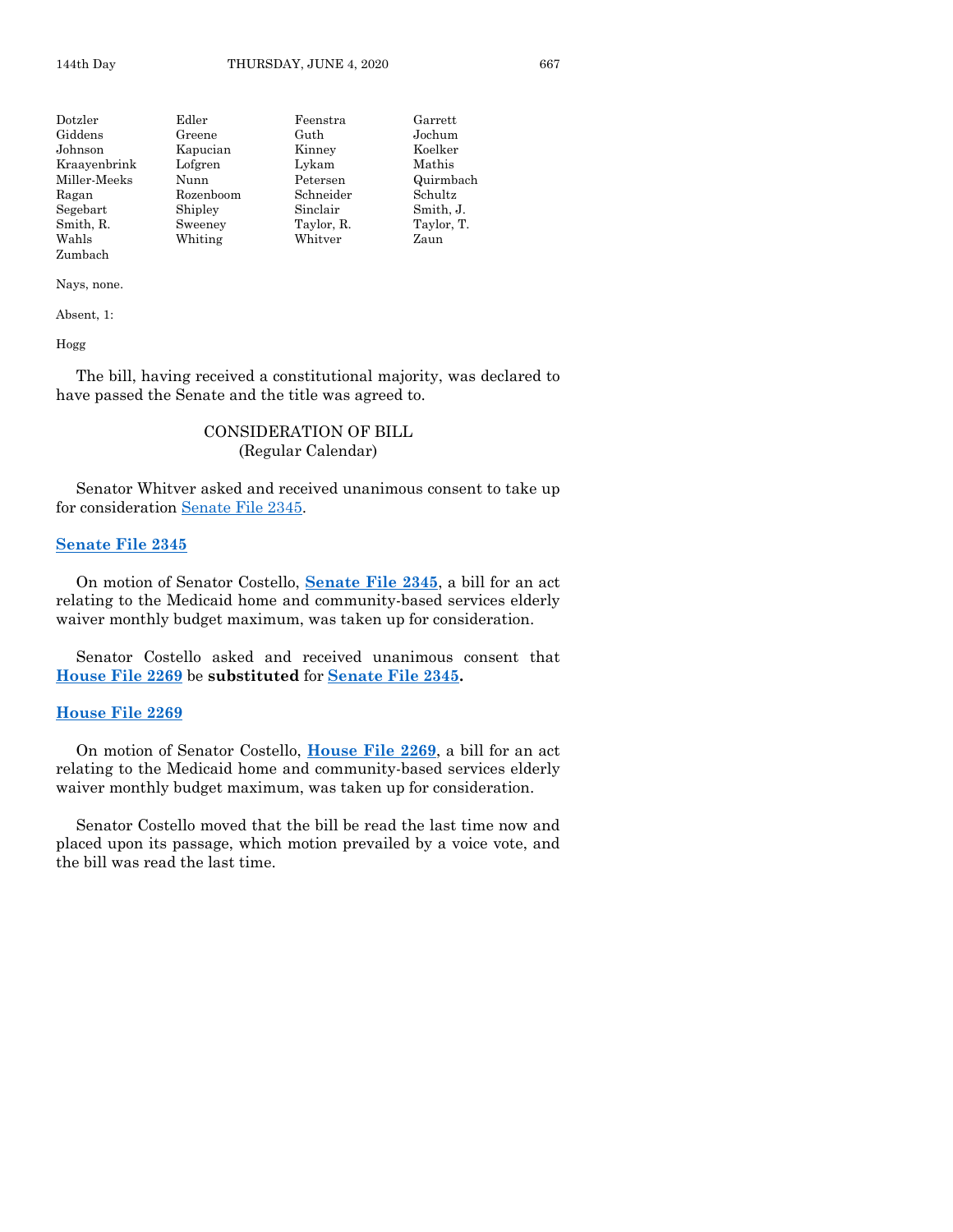| | | | |
|---|---|---|---|
| Dotzler | Edler | Feenstra | Garrett |
| Giddens | Greene | Guth | Jochum |
| Johnson | Kapucian | Kinney | Koelker |
| Kraayenbrink | Lofgren | Lykam | Mathis |
| Miller-Meeks | Nunn | Petersen | Quirmbach |
| Ragan | Rozenboom | Schneider | Schultz |
| Segebart | Shipley | Sinclair | Smith, J. |
| Smith, R. | Sweeney | Taylor, R. | Taylor, T. |
| Wahls | Whiting | Whitver | Zaun |
| Zumbach | | | |

Nays, none.

Absent, 1:

Hogg

The bill, having received a constitutional majority, was declared to have passed the Senate and the title was agreed to.

CONSIDERATION OF BILL
(Regular Calendar)

Senator Whitver asked and received unanimous consent to take up for consideration Senate File 2345.

**Senate File 2345**

On motion of Senator Costello, **Senate File 2345**, a bill for an act relating to the Medicaid home and community-based services elderly waiver monthly budget maximum, was taken up for consideration.

Senator Costello asked and received unanimous consent that **House File 2269** be **substituted** for **Senate File 2345.**

**House File 2269**

On motion of Senator Costello, **House File 2269**, a bill for an act relating to the Medicaid home and community-based services elderly waiver monthly budget maximum, was taken up for consideration.

Senator Costello moved that the bill be read the last time now and placed upon its passage, which motion prevailed by a voice vote, and the bill was read the last time.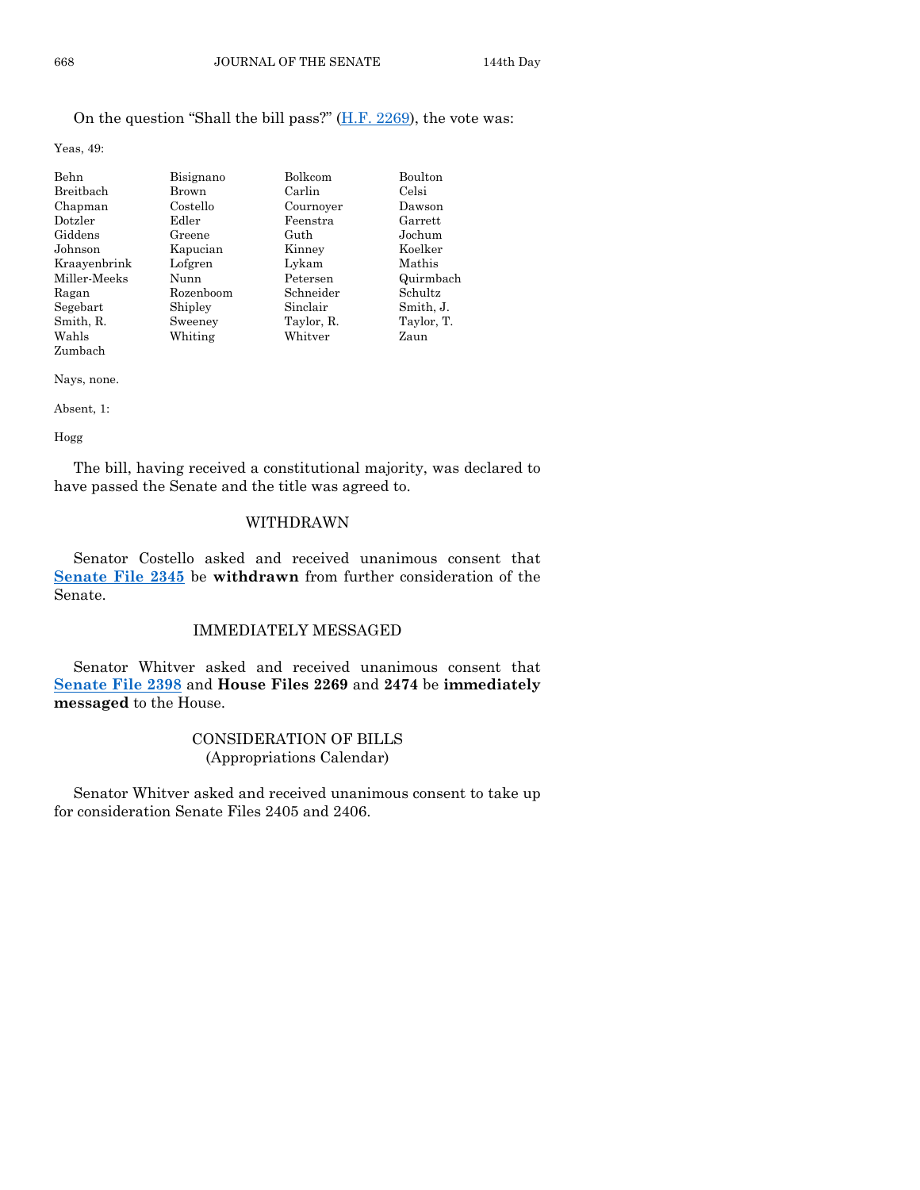On the question "Shall the bill pass?" (H.F. 2269), the vote was:

Yeas, 49:

| | | | |
|---|---|---|---|
| Behn | Bisignano | Bolkcom | Boulton |
| Breitbach | Brown | Carlin | Celsi |
| Chapman | Costello | Cournoyer | Dawson |
| Dotzler | Edler | Feenstra | Garrett |
| Giddens | Greene | Guth | Jochum |
| Johnson | Kapucian | Kinney | Koelker |
| Kraayenbrink | Lofgren | Lykam | Mathis |
| Miller-Meeks | Nunn | Petersen | Quirmbach |
| Ragan | Rozenboom | Schneider | Schultz |
| Segebart | Shipley | Sinclair | Smith, J. |
| Smith, R. | Sweeney | Taylor, R. | Taylor, T. |
| Wahls | Whiting | Whitver | Zaun |
| Zumbach | | | |

Nays, none.

Absent, 1:

Hogg

The bill, having received a constitutional majority, was declared to have passed the Senate and the title was agreed to.

## WITHDRAWN

Senator Costello asked and received unanimous consent that **Senate File 2345** be **withdrawn** from further consideration of the Senate.

## IMMEDIATELY MESSAGED

Senator Whitver asked and received unanimous consent that **Senate File 2398** and **House Files 2269** and **2474** be **immediately messaged** to the House.

## CONSIDERATION OF BILLS
(Appropriations Calendar)

Senator Whitver asked and received unanimous consent to take up for consideration Senate Files 2405 and 2406.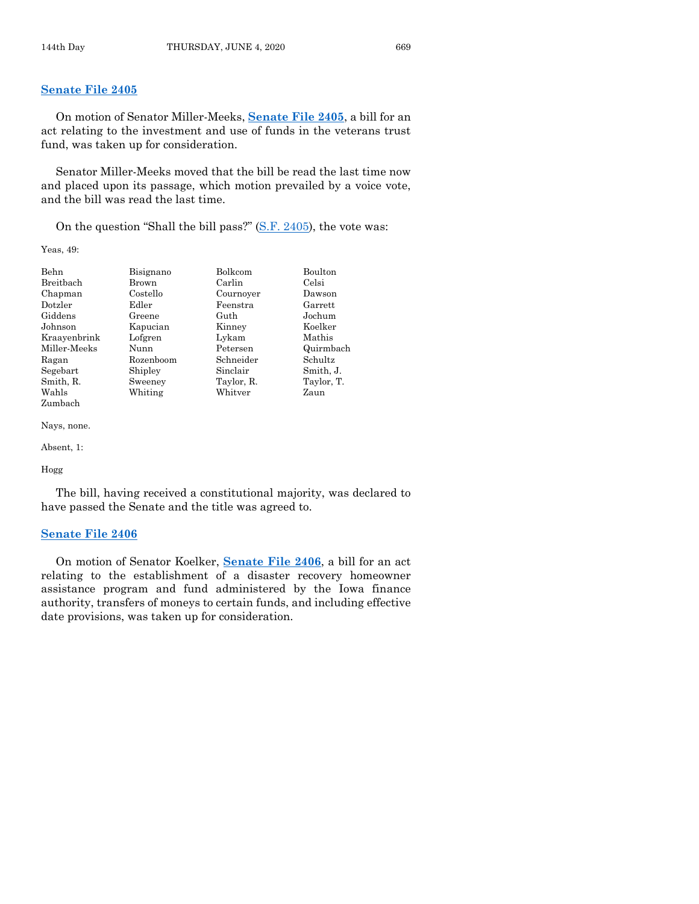## Senate File 2405

On motion of Senator Miller-Meeks, **Senate File 2405**, a bill for an act relating to the investment and use of funds in the veterans trust fund, was taken up for consideration.

Senator Miller-Meeks moved that the bill be read the last time now and placed upon its passage, which motion prevailed by a voice vote, and the bill was read the last time.

On the question "Shall the bill pass?" (S.F. 2405), the vote was:

Yeas, 49:

| | | | |
|---|---|---|---|
| Behn | Bisignano | Bolkcom | Boulton |
| Breitbach | Brown | Carlin | Celsi |
| Chapman | Costello | Cournoyer | Dawson |
| Dotzler | Edler | Feenstra | Garrett |
| Giddens | Greene | Guth | Jochum |
| Johnson | Kapucian | Kinney | Koelker |
| Kraayenbrink | Lofgren | Lykam | Mathis |
| Miller-Meeks | Nunn | Petersen | Quirmbach |
| Ragan | Rozenboom | Schneider | Schultz |
| Segebart | Shipley | Sinclair | Smith, J. |
| Smith, R. | Sweeney | Taylor, R. | Taylor, T. |
| Wahls | Whiting | Whitver | Zaun |
| Zumbach | | | |

Nays, none.

Absent, 1:

Hogg

The bill, having received a constitutional majority, was declared to have passed the Senate and the title was agreed to.

## Senate File 2406

On motion of Senator Koelker, **Senate File 2406**, a bill for an act relating to the establishment of a disaster recovery homeowner assistance program and fund administered by the Iowa finance authority, transfers of moneys to certain funds, and including effective date provisions, was taken up for consideration.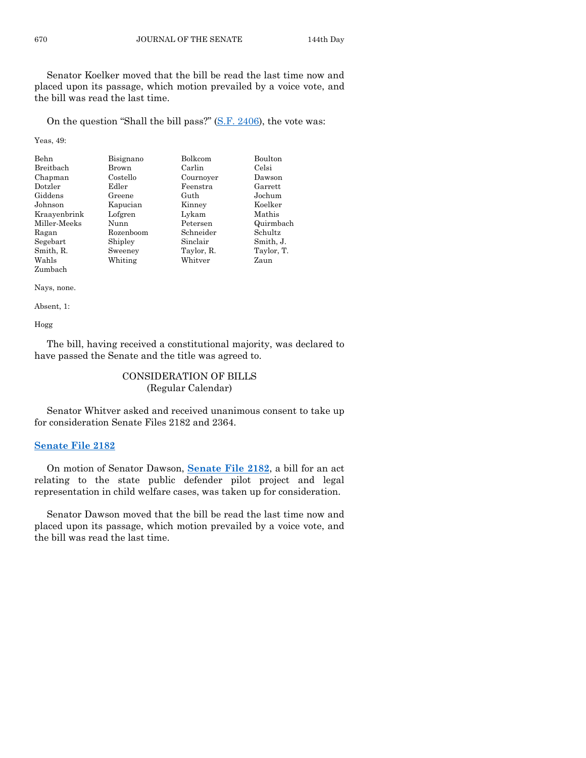Senator Koelker moved that the bill be read the last time now and placed upon its passage, which motion prevailed by a voice vote, and the bill was read the last time.

On the question "Shall the bill pass?" (S.F. 2406), the vote was:

Yeas, 49:

| | | | |
|---|---|---|---|
| Behn | Bisignano | Bolkcom | Boulton |
| Breitbach | Brown | Carlin | Celsi |
| Chapman | Costello | Cournoyer | Dawson |
| Dotzler | Edler | Feenstra | Garrett |
| Giddens | Greene | Guth | Jochum |
| Johnson | Kapucian | Kinney | Koelker |
| Kraayenbrink | Lofgren | Lykam | Mathis |
| Miller-Meeks | Nunn | Petersen | Quirmbach |
| Ragan | Rozenboom | Schneider | Schultz |
| Segebart | Shipley | Sinclair | Smith, J. |
| Smith, R. | Sweeney | Taylor, R. | Taylor, T. |
| Wahls | Whiting | Whitver | Zaun |
| Zumbach | | | |

Nays, none.

Absent, 1:

Hogg

The bill, having received a constitutional majority, was declared to have passed the Senate and the title was agreed to.

## CONSIDERATION OF BILLS
(Regular Calendar)

Senator Whitver asked and received unanimous consent to take up for consideration Senate Files 2182 and 2364.

### Senate File 2182

On motion of Senator Dawson, **Senate File 2182**, a bill for an act relating to the state public defender pilot project and legal representation in child welfare cases, was taken up for consideration.

Senator Dawson moved that the bill be read the last time now and placed upon its passage, which motion prevailed by a voice vote, and the bill was read the last time.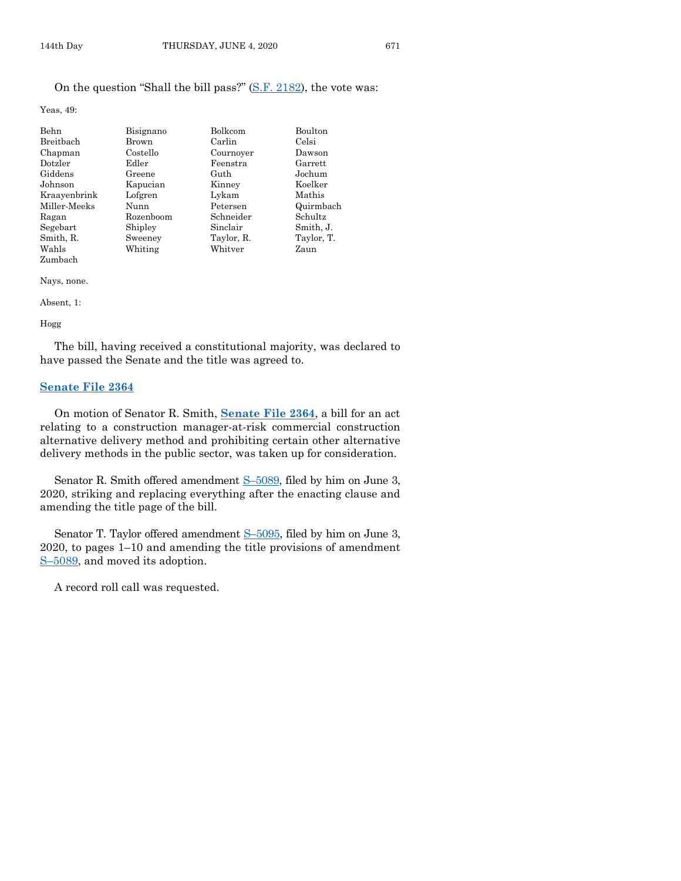On the question "Shall the bill pass?" (S.F. 2182), the vote was:

Yeas, 49:

| | | | |
|---|---|---|---|
| Behn | Bisignano | Bolkcom | Boulton |
| Breitbach | Brown | Carlin | Celsi |
| Chapman | Costello | Cournoyer | Dawson |
| Dotzler | Edler | Feenstra | Garrett |
| Giddens | Greene | Guth | Jochum |
| Johnson | Kapucian | Kinney | Koelker |
| Kraayenbrink | Lofgren | Lykam | Mathis |
| Miller-Meeks | Nunn | Petersen | Quirmbach |
| Ragan | Rozenboom | Schneider | Schultz |
| Segebart | Shipley | Sinclair | Smith, J. |
| Smith, R. | Sweeney | Taylor, R. | Taylor, T. |
| Wahls | Whiting | Whitver | Zaun |
| Zumbach | | | |

Nays, none.

Absent, 1:

Hogg

The bill, having received a constitutional majority, was declared to have passed the Senate and the title was agreed to.

## Senate File 2364

On motion of Senator R. Smith, **Senate File 2364**, a bill for an act relating to a construction manager-at-risk commercial construction alternative delivery method and prohibiting certain other alternative delivery methods in the public sector, was taken up for consideration.

Senator R. Smith offered amendment S–5089, filed by him on June 3, 2020, striking and replacing everything after the enacting clause and amending the title page of the bill.

Senator T. Taylor offered amendment S–5095, filed by him on June 3, 2020, to pages 1–10 and amending the title provisions of amendment S–5089, and moved its adoption.

A record roll call was requested.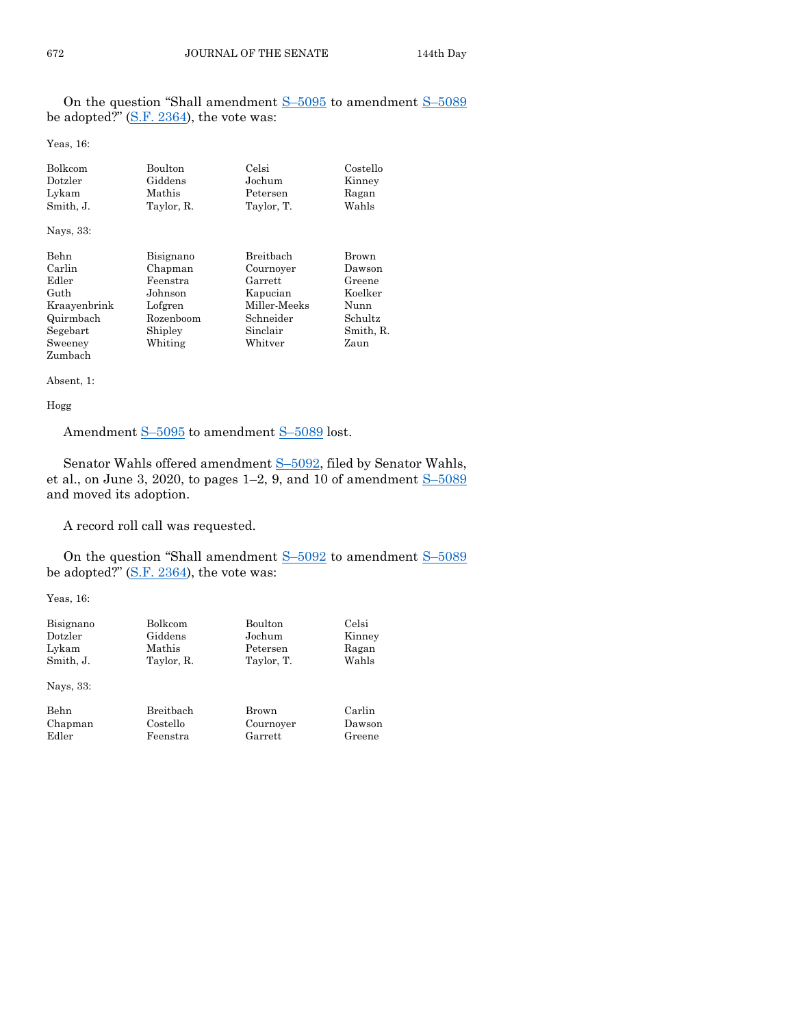On the question "Shall amendment S–5095 to amendment S–5089 be adopted?" (S.F. 2364), the vote was:

Yeas, 16:

| | | | |
|---|---|---|---|
| Bolkcom | Boulton | Celsi | Costello |
| Dotzler | Giddens | Jochum | Kinney |
| Lykam | Mathis | Petersen | Ragan |
| Smith, J. | Taylor, R. | Taylor, T. | Wahls |

Nays, 33:

| | | | |
|---|---|---|---|
| Behn | Bisignano | Breitbach | Brown |
| Carlin | Chapman | Cournoyer | Dawson |
| Edler | Feenstra | Garrett | Greene |
| Guth | Johnson | Kapucian | Koelker |
| Kraayenbrink | Lofgren | Miller-Meeks | Nunn |
| Quirmbach | Rozenboom | Schneider | Schultz |
| Segebart | Shipley | Sinclair | Smith, R. |
| Sweeney | Whiting | Whitver | Zaun |
| Zumbach | | | |

Absent, 1:

Hogg

Amendment S–5095 to amendment S–5089 lost.

Senator Wahls offered amendment S–5092, filed by Senator Wahls, et al., on June 3, 2020, to pages 1–2, 9, and 10 of amendment S–5089 and moved its adoption.

A record roll call was requested.

On the question "Shall amendment S–5092 to amendment S–5089 be adopted?" (S.F. 2364), the vote was:

Yeas, 16:

| | | | |
|---|---|---|---|
| Bisignano | Bolkcom | Boulton | Celsi |
| Dotzler | Giddens | Jochum | Kinney |
| Lykam | Mathis | Petersen | Ragan |
| Smith, J. | Taylor, R. | Taylor, T. | Wahls |

Nays, 33:

| | | | |
|---|---|---|---|
| Behn | Breitbach | Brown | Carlin |
| Chapman | Costello | Cournoyer | Dawson |
| Edler | Feenstra | Garrett | Greene |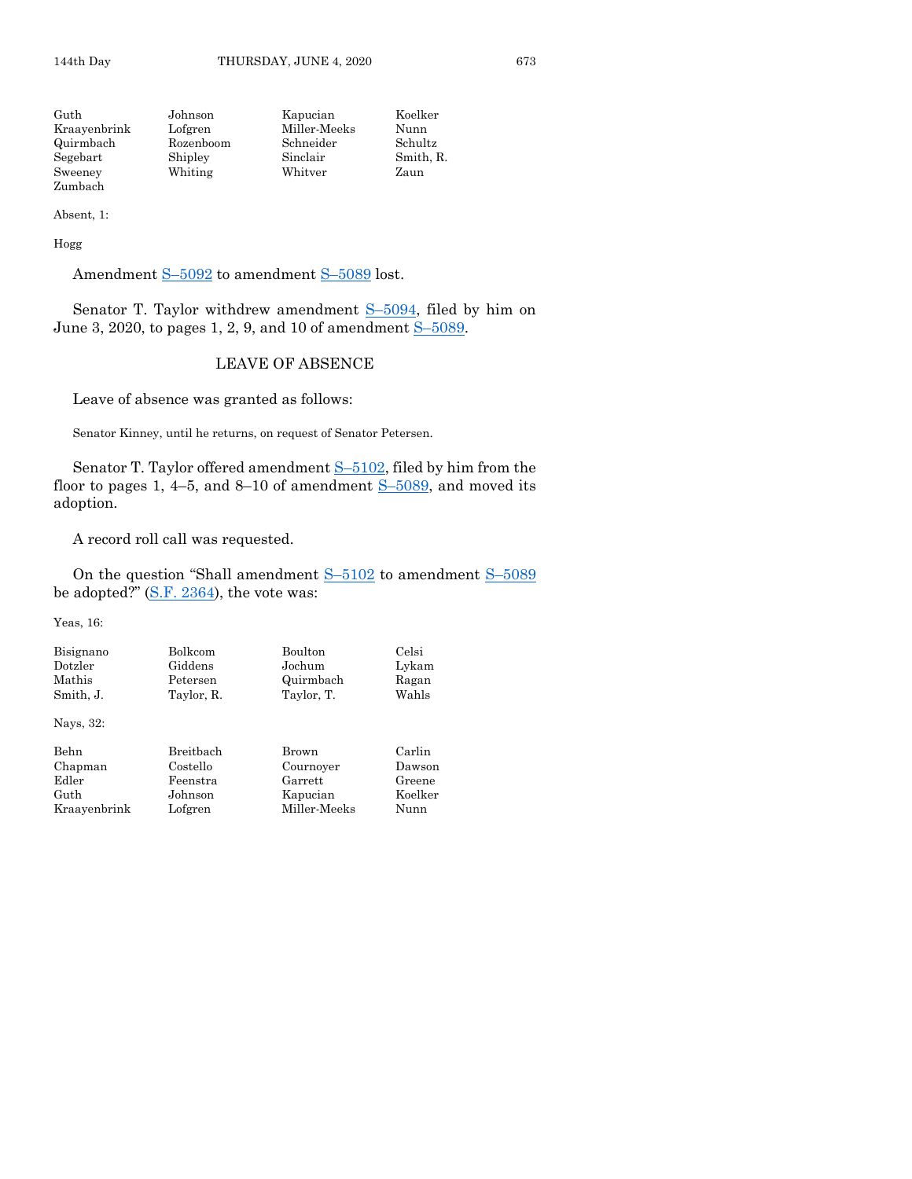| | | | |
|---|---|---|---|
| Guth | Johnson | Kapucian | Koelker |
| Kraayenbrink | Lofgren | Miller-Meeks | Nunn |
| Quirmbach | Rozenboom | Schneider | Schultz |
| Segebart | Shipley | Sinclair | Smith, R. |
| Sweeney | Whiting | Whitver | Zaun |
| Zumbach | | | |

Absent, 1:

Hogg

Amendment S–5092 to amendment S–5089 lost.

Senator T. Taylor withdrew amendment S–5094, filed by him on June 3, 2020, to pages 1, 2, 9, and 10 of amendment S–5089.

## LEAVE OF ABSENCE

Leave of absence was granted as follows:

Senator Kinney, until he returns, on request of Senator Petersen.

Senator T. Taylor offered amendment S–5102, filed by him from the floor to pages 1, 4–5, and 8–10 of amendment S–5089, and moved its adoption.

A record roll call was requested.

On the question "Shall amendment S–5102 to amendment S–5089 be adopted?" (S.F. 2364), the vote was:

Yeas, 16:

| | | | |
|---|---|---|---|
| Bisignano | Bolkcom | Boulton | Celsi |
| Dotzler | Giddens | Jochum | Lykam |
| Mathis | Petersen | Quirmbach | Ragan |
| Smith, J. | Taylor, R. | Taylor, T. | Wahls |

Nays, 32:

| | | | |
|---|---|---|---|
| Behn | Breitbach | Brown | Carlin |
| Chapman | Costello | Cournoyer | Dawson |
| Edler | Feenstra | Garrett | Greene |
| Guth | Johnson | Kapucian | Koelker |
| Kraayenbrink | Lofgren | Miller-Meeks | Nunn |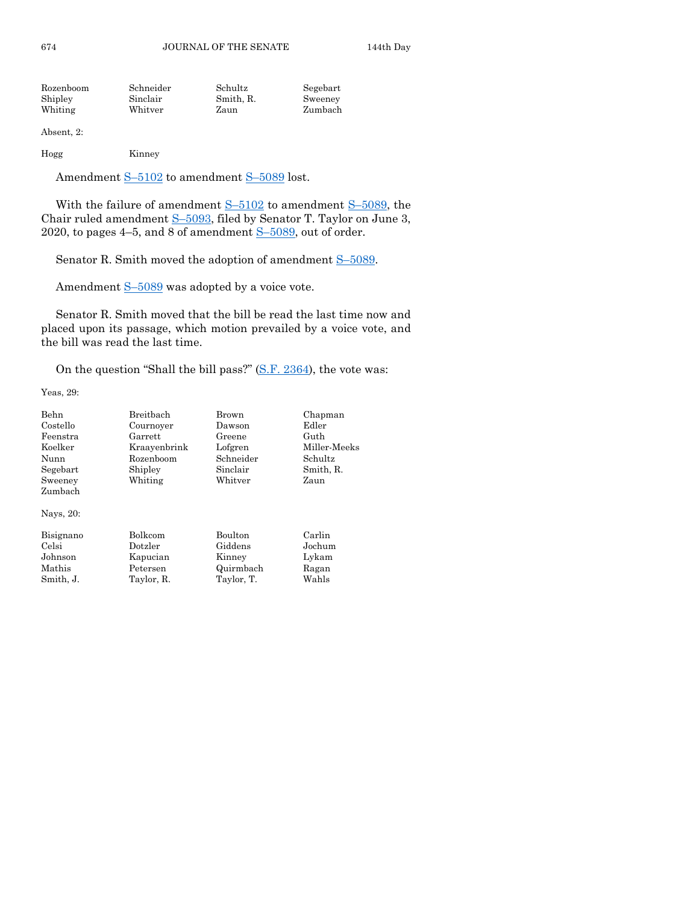| | | | |
|---|---|---|---|
| Rozenboom | Schneider | Schultz | Segebart |
| Shipley | Sinclair | Smith, R. | Sweeney |
| Whiting | Whitver | Zaun | Zumbach |

Absent, 2:

| | |
|---|---|
| Hogg | Kinney |

Amendment S–5102 to amendment S–5089 lost.

With the failure of amendment S–5102 to amendment S–5089, the Chair ruled amendment S–5093, filed by Senator T. Taylor on June 3, 2020, to pages 4–5, and 8 of amendment S–5089, out of order.

Senator R. Smith moved the adoption of amendment S–5089.

Amendment S–5089 was adopted by a voice vote.

Senator R. Smith moved that the bill be read the last time now and placed upon its passage, which motion prevailed by a voice vote, and the bill was read the last time.

On the question "Shall the bill pass?" (S.F. 2364), the vote was:

Yeas, 29:

| | | | |
|---|---|---|---|
| Behn | Breitbach | Brown | Chapman |
| Costello | Cournoyer | Dawson | Edler |
| Feenstra | Garrett | Greene | Guth |
| Koelker | Kraayenbrink | Lofgren | Miller-Meeks |
| Nunn | Rozenboom | Schneider | Schultz |
| Segebart | Shipley | Sinclair | Smith, R. |
| Sweeney | Whiting | Whitver | Zaun |
| Zumbach | | | |

Nays, 20:

| | | | |
|---|---|---|---|
| Bisignano | Bolkcom | Boulton | Carlin |
| Celsi | Dotzler | Giddens | Jochum |
| Johnson | Kapucian | Kinney | Lykam |
| Mathis | Petersen | Quirmbach | Ragan |
| Smith, J. | Taylor, R. | Taylor, T. | Wahls |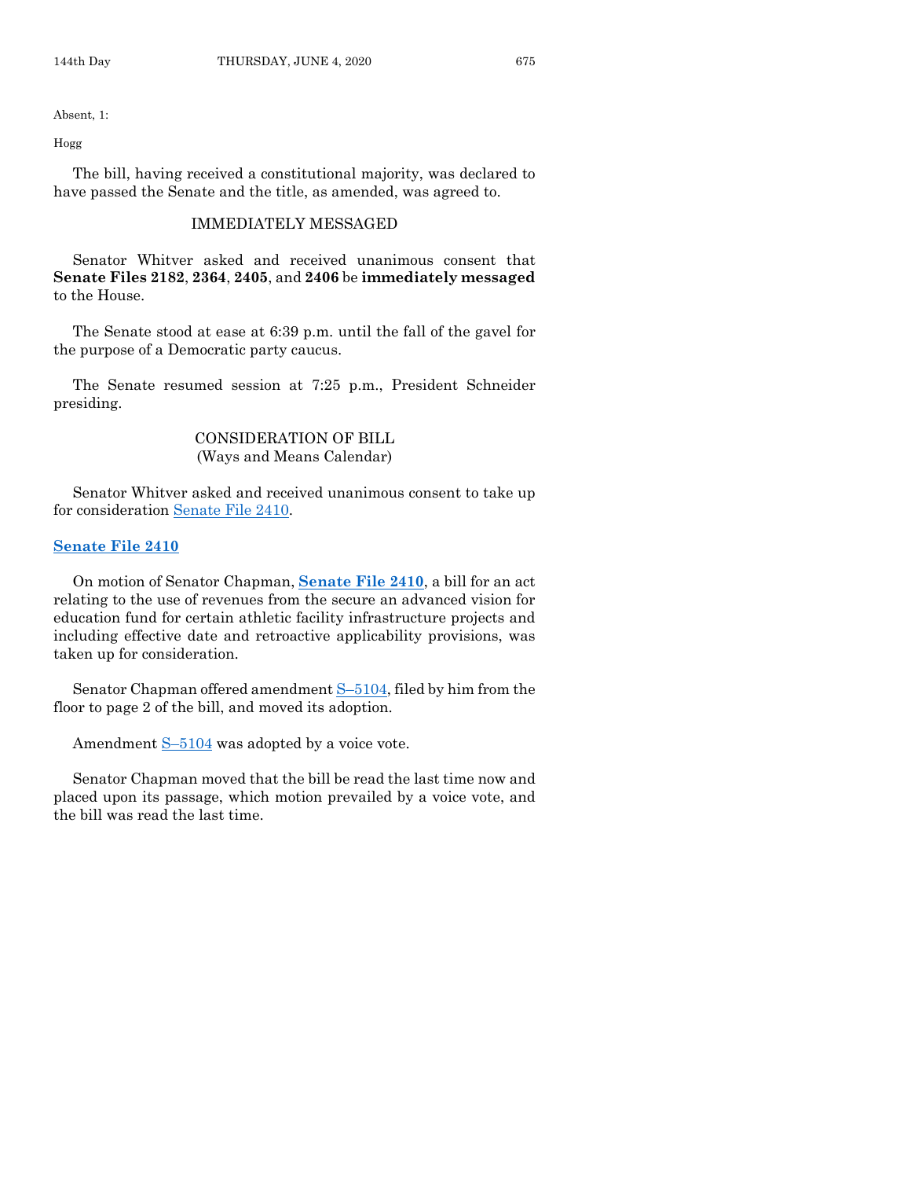Absent, 1:

Hogg

The bill, having received a constitutional majority, was declared to have passed the Senate and the title, as amended, was agreed to.

IMMEDIATELY MESSAGED

Senator Whitver asked and received unanimous consent that **Senate Files 2182**, **2364**, **2405**, and **2406** be **immediately messaged** to the House.

The Senate stood at ease at 6:39 p.m. until the fall of the gavel for the purpose of a Democratic party caucus.

The Senate resumed session at 7:25 p.m., President Schneider presiding.

CONSIDERATION OF BILL
(Ways and Means Calendar)

Senator Whitver asked and received unanimous consent to take up for consideration Senate File 2410.

**Senate File 2410**

On motion of Senator Chapman, **Senate File 2410**, a bill for an act relating to the use of revenues from the secure an advanced vision for education fund for certain athletic facility infrastructure projects and including effective date and retroactive applicability provisions, was taken up for consideration.

Senator Chapman offered amendment S–5104, filed by him from the floor to page 2 of the bill, and moved its adoption.

Amendment S–5104 was adopted by a voice vote.

Senator Chapman moved that the bill be read the last time now and placed upon its passage, which motion prevailed by a voice vote, and the bill was read the last time.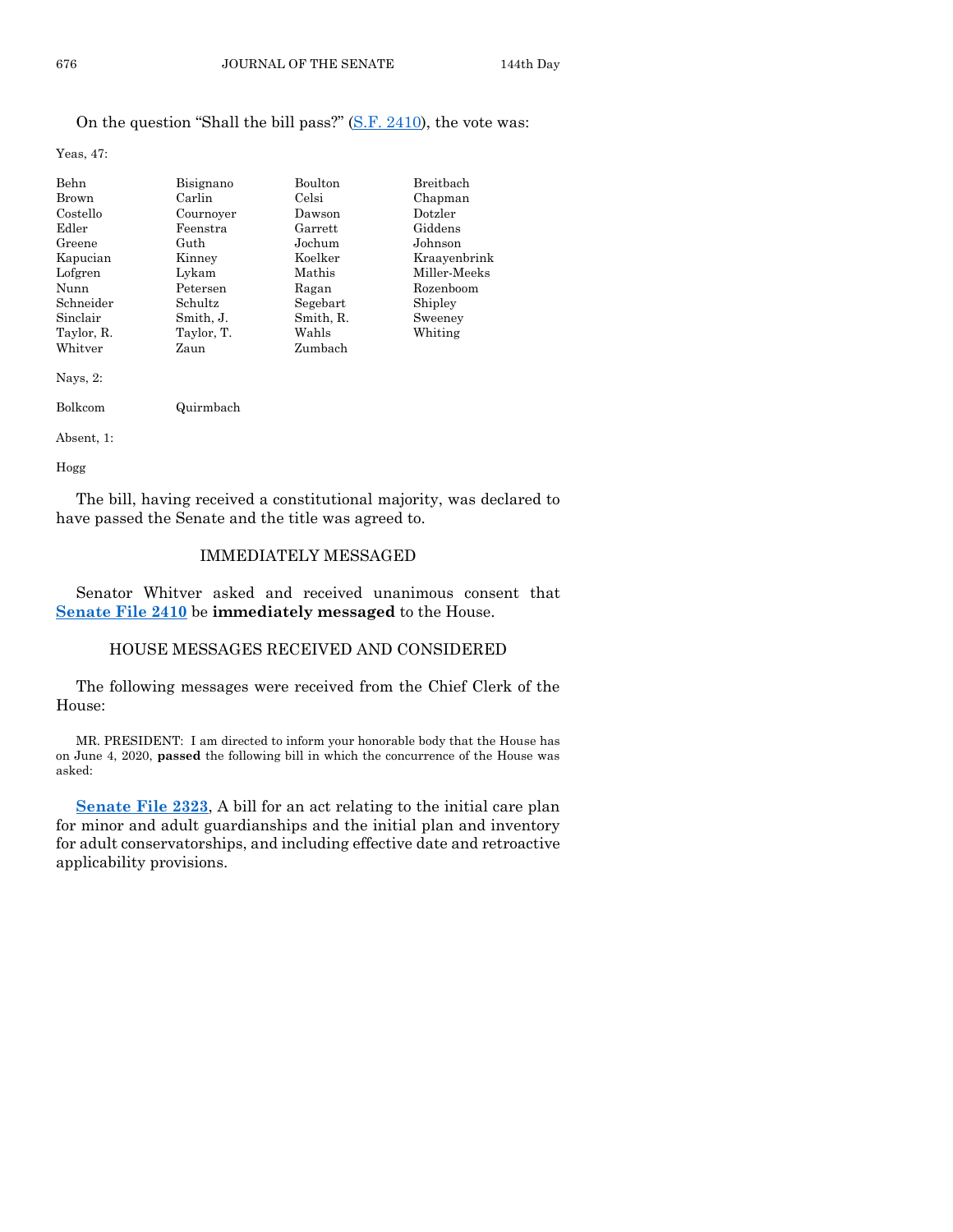On the question "Shall the bill pass?" (S.F. 2410), the vote was:

Yeas, 47:

| | | | |
|---|---|---|---|
| Behn | Bisignano | Boulton | Breitbach |
| Brown | Carlin | Celsi | Chapman |
| Costello | Cournoyer | Dawson | Dotzler |
| Edler | Feenstra | Garrett | Giddens |
| Greene | Guth | Jochum | Johnson |
| Kapucian | Kinney | Koelker | Kraayenbrink |
| Lofgren | Lykam | Mathis | Miller-Meeks |
| Nunn | Petersen | Ragan | Rozenboom |
| Schneider | Schultz | Segebart | Shipley |
| Sinclair | Smith, J. | Smith, R. | Sweeney |
| Taylor, R. | Taylor, T. | Wahls | Whiting |
| Whitver | Zaun | Zumbach | |

Nays, 2:

| | |
|---|---|
| Bolkcom | Quirmbach |

Absent, 1:

Hogg

The bill, having received a constitutional majority, was declared to have passed the Senate and the title was agreed to.

## IMMEDIATELY MESSAGED

Senator Whitver asked and received unanimous consent that **Senate File 2410** be **immediately messaged** to the House.

## HOUSE MESSAGES RECEIVED AND CONSIDERED

The following messages were received from the Chief Clerk of the House:

MR. PRESIDENT: I am directed to inform your honorable body that the House has on June 4, 2020, **passed** the following bill in which the concurrence of the House was asked:

**Senate File 2323**, A bill for an act relating to the initial care plan for minor and adult guardianships and the initial plan and inventory for adult conservatorships, and including effective date and retroactive applicability provisions.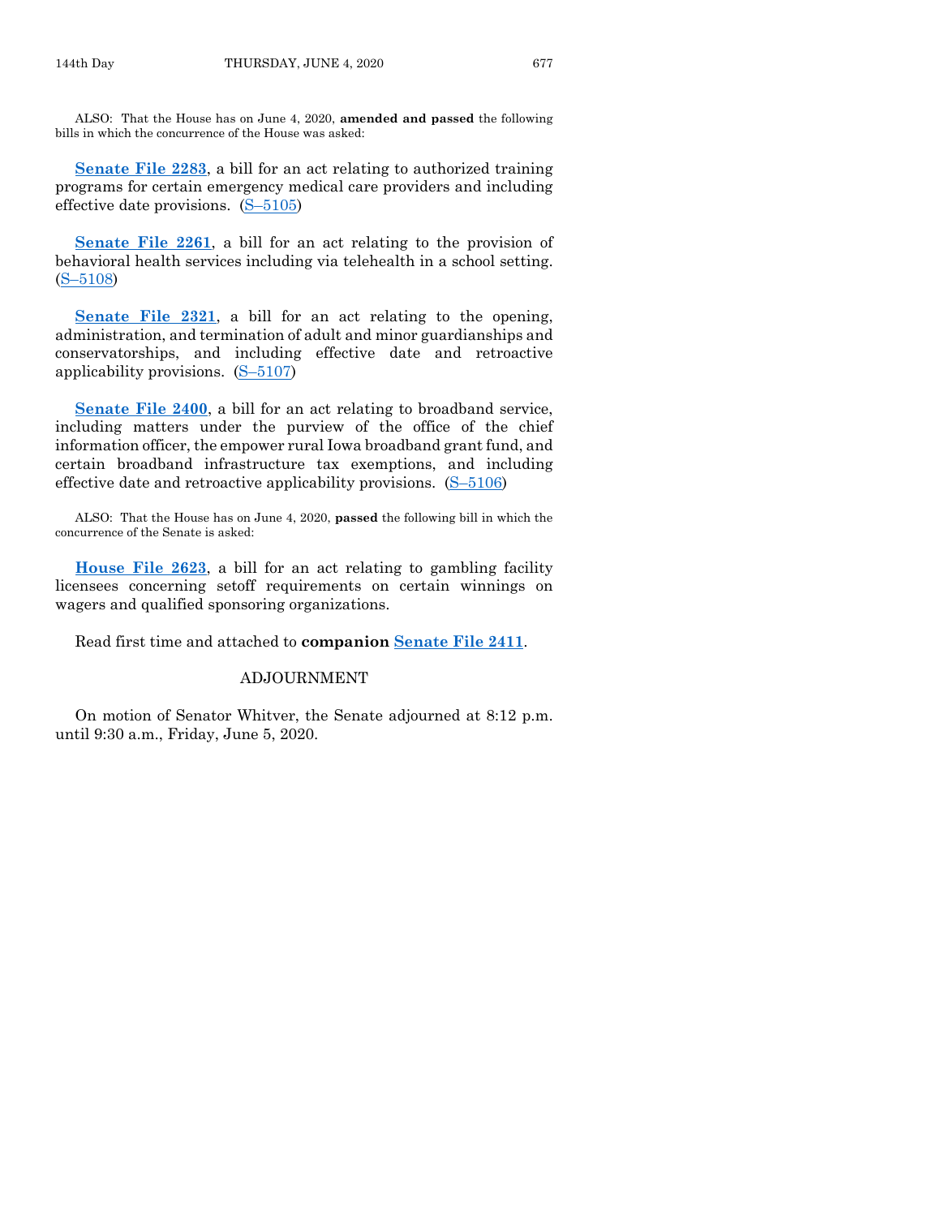ALSO: That the House has on June 4, 2020, **amended and passed** the following bills in which the concurrence of the House was asked:

**Senate File 2283**, a bill for an act relating to authorized training programs for certain emergency medical care providers and including effective date provisions. (S–5105)

**Senate File 2261**, a bill for an act relating to the provision of behavioral health services including via telehealth in a school setting. (S–5108)

**Senate File 2321**, a bill for an act relating to the opening, administration, and termination of adult and minor guardianships and conservatorships, and including effective date and retroactive applicability provisions. (S–5107)

**Senate File 2400**, a bill for an act relating to broadband service, including matters under the purview of the office of the chief information officer, the empower rural Iowa broadband grant fund, and certain broadband infrastructure tax exemptions, and including effective date and retroactive applicability provisions. (S–5106)

ALSO: That the House has on June 4, 2020, **passed** the following bill in which the concurrence of the Senate is asked:

**House File 2623**, a bill for an act relating to gambling facility licensees concerning setoff requirements on certain winnings on wagers and qualified sponsoring organizations.

Read first time and attached to **companion Senate File 2411**.

## ADJOURNMENT

On motion of Senator Whitver, the Senate adjourned at 8:12 p.m. until 9:30 a.m., Friday, June 5, 2020.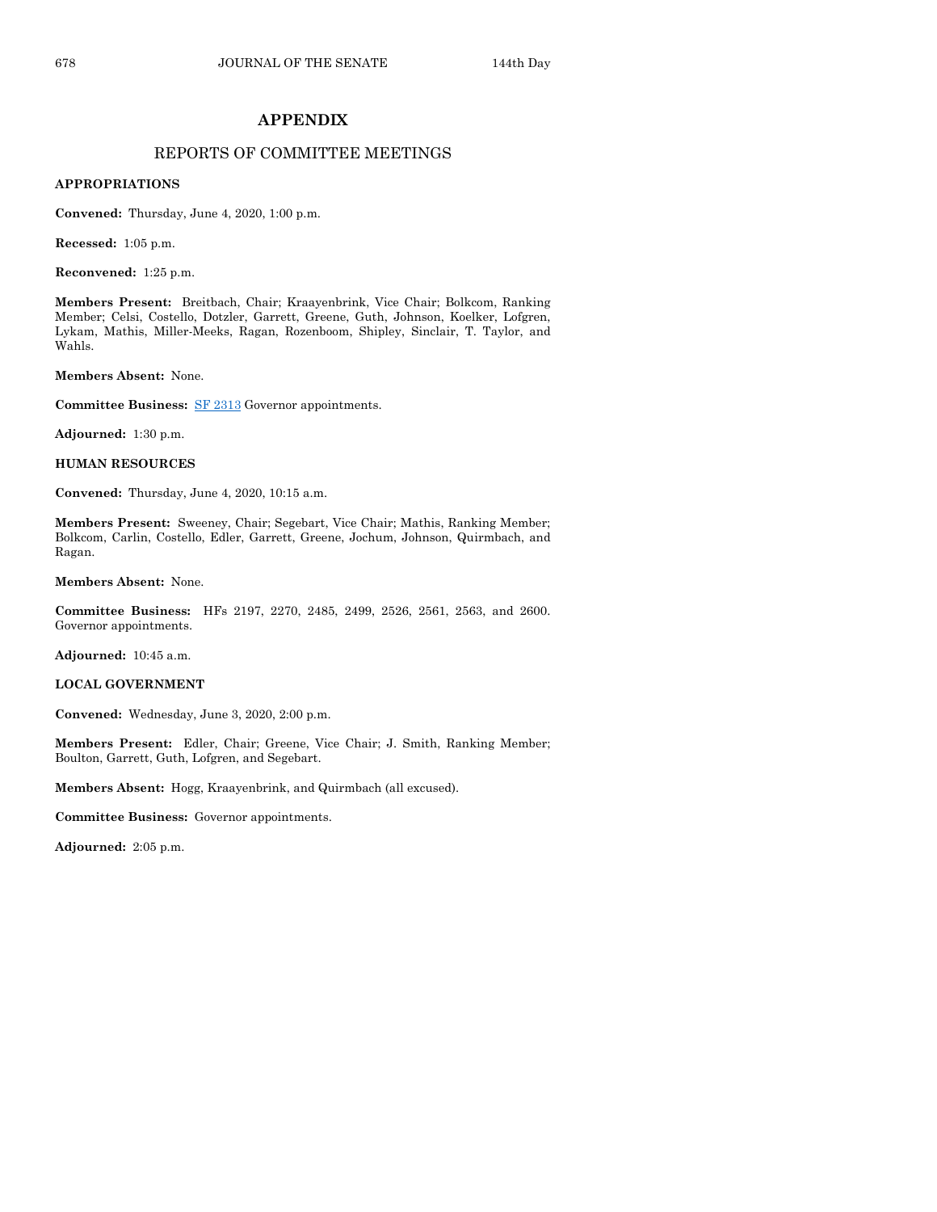# APPENDIX

## REPORTS OF COMMITTEE MEETINGS

**APPROPRIATIONS**

**Convened:** Thursday, June 4, 2020, 1:00 p.m.

**Recessed:** 1:05 p.m.

**Reconvened:** 1:25 p.m.

**Members Present:** Breitbach, Chair; Kraayenbrink, Vice Chair; Bolkcom, Ranking Member; Celsi, Costello, Dotzler, Garrett, Greene, Guth, Johnson, Koelker, Lofgren, Lykam, Mathis, Miller-Meeks, Ragan, Rozenboom, Shipley, Sinclair, T. Taylor, and Wahls.

**Members Absent:** None.

**Committee Business:** SF 2313 Governor appointments.

**Adjourned:** 1:30 p.m.

**HUMAN RESOURCES**

**Convened:** Thursday, June 4, 2020, 10:15 a.m.

**Members Present:** Sweeney, Chair; Segebart, Vice Chair; Mathis, Ranking Member; Bolkcom, Carlin, Costello, Edler, Garrett, Greene, Jochum, Johnson, Quirmbach, and Ragan.

**Members Absent:** None.

**Committee Business:** HFs 2197, 2270, 2485, 2499, 2526, 2561, 2563, and 2600. Governor appointments.

**Adjourned:** 10:45 a.m.

**LOCAL GOVERNMENT**

**Convened:** Wednesday, June 3, 2020, 2:00 p.m.

**Members Present:** Edler, Chair; Greene, Vice Chair; J. Smith, Ranking Member; Boulton, Garrett, Guth, Lofgren, and Segebart.

**Members Absent:** Hogg, Kraayenbrink, and Quirmbach (all excused).

**Committee Business:** Governor appointments.

**Adjourned:** 2:05 p.m.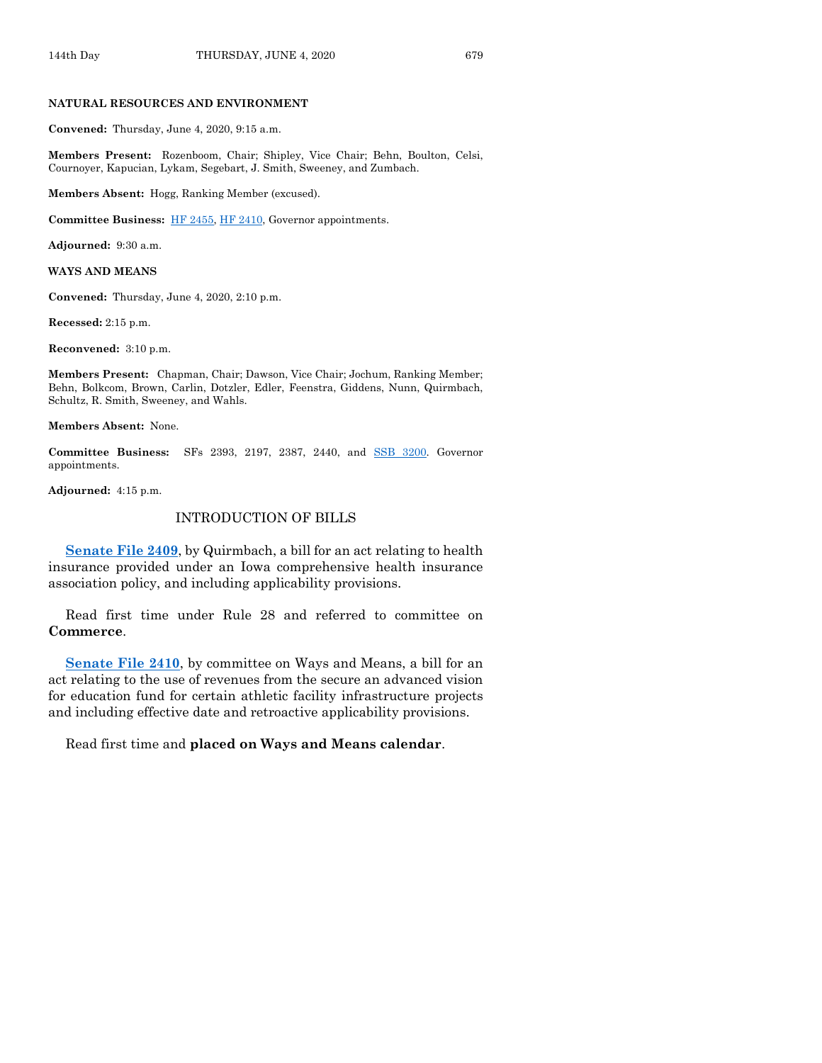**NATURAL RESOURCES AND ENVIRONMENT**

**Convened:** Thursday, June 4, 2020, 9:15 a.m.

**Members Present:** Rozenboom, Chair; Shipley, Vice Chair; Behn, Boulton, Celsi, Cournoyer, Kapucian, Lykam, Segebart, J. Smith, Sweeney, and Zumbach.

**Members Absent:** Hogg, Ranking Member (excused).

**Committee Business:** HF 2455, HF 2410, Governor appointments.

**Adjourned:** 9:30 a.m.

**WAYS AND MEANS**

**Convened:** Thursday, June 4, 2020, 2:10 p.m.

**Recessed:** 2:15 p.m.

**Reconvened:** 3:10 p.m.

**Members Present:** Chapman, Chair; Dawson, Vice Chair; Jochum, Ranking Member; Behn, Bolkcom, Brown, Carlin, Dotzler, Edler, Feenstra, Giddens, Nunn, Quirmbach, Schultz, R. Smith, Sweeney, and Wahls.

**Members Absent:** None.

**Committee Business:** SFs 2393, 2197, 2387, 2440, and SSB 3200. Governor appointments.

**Adjourned:** 4:15 p.m.

## INTRODUCTION OF BILLS

**Senate File 2409**, by Quirmbach, a bill for an act relating to health insurance provided under an Iowa comprehensive health insurance association policy, and including applicability provisions.

Read first time under Rule 28 and referred to committee on **Commerce**.

**Senate File 2410**, by committee on Ways and Means, a bill for an act relating to the use of revenues from the secure an advanced vision for education fund for certain athletic facility infrastructure projects and including effective date and retroactive applicability provisions.

Read first time and **placed on Ways and Means calendar**.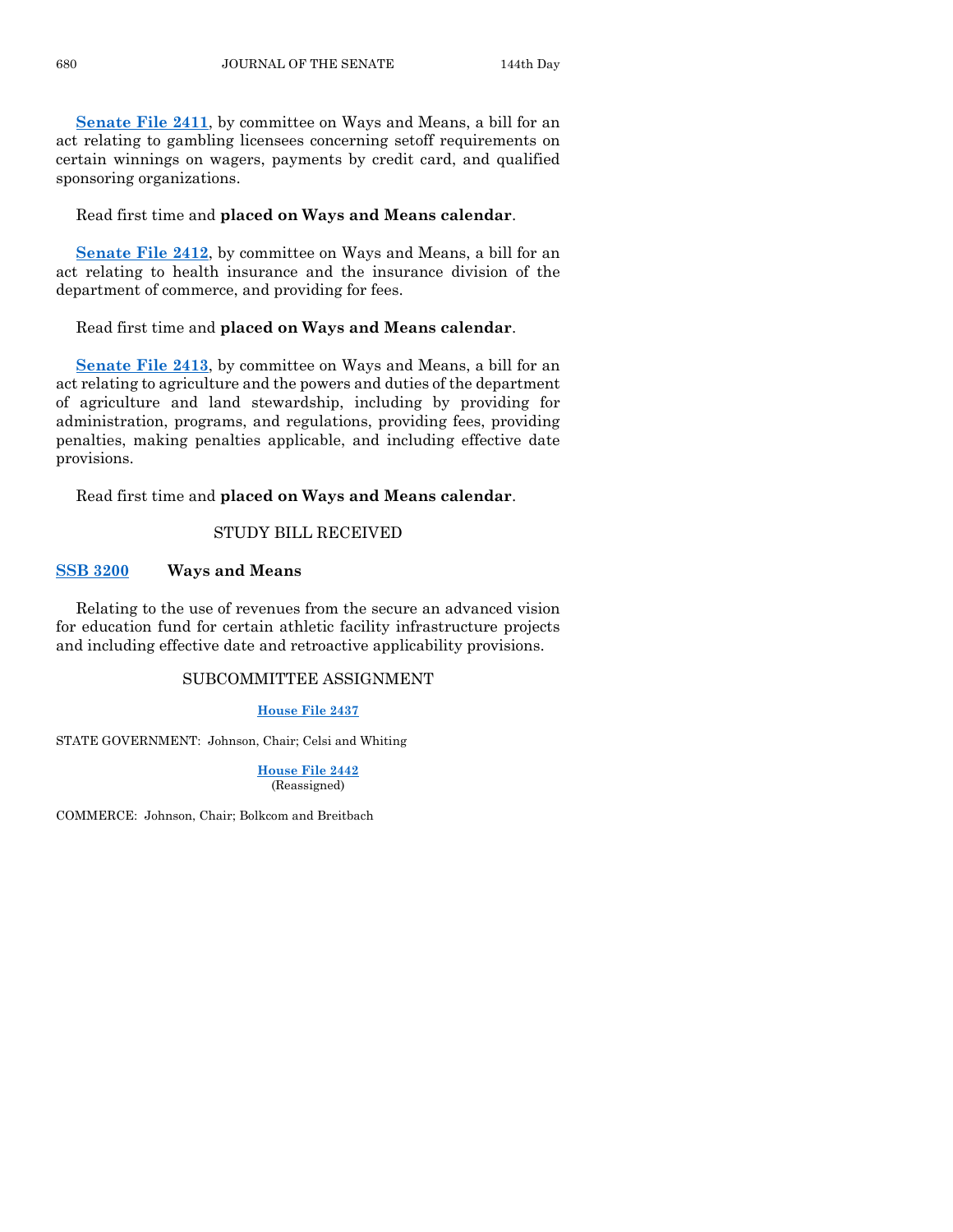**Senate File 2411**, by committee on Ways and Means, a bill for an act relating to gambling licensees concerning setoff requirements on certain winnings on wagers, payments by credit card, and qualified sponsoring organizations.

Read first time and **placed on Ways and Means calendar**.

**Senate File 2412**, by committee on Ways and Means, a bill for an act relating to health insurance and the insurance division of the department of commerce, and providing for fees.

Read first time and **placed on Ways and Means calendar**.

**Senate File 2413**, by committee on Ways and Means, a bill for an act relating to agriculture and the powers and duties of the department of agriculture and land stewardship, including by providing for administration, programs, and regulations, providing fees, providing penalties, making penalties applicable, and including effective date provisions.

Read first time and **placed on Ways and Means calendar**.

## STUDY BILL RECEIVED

**SSB 3200** **Ways and Means**

Relating to the use of revenues from the secure an advanced vision for education fund for certain athletic facility infrastructure projects and including effective date and retroactive applicability provisions.

## SUBCOMMITTEE ASSIGNMENT

**House File 2437**

STATE GOVERNMENT: Johnson, Chair; Celsi and Whiting

**House File 2442**
(Reassigned)

COMMERCE: Johnson, Chair; Bolkcom and Breitbach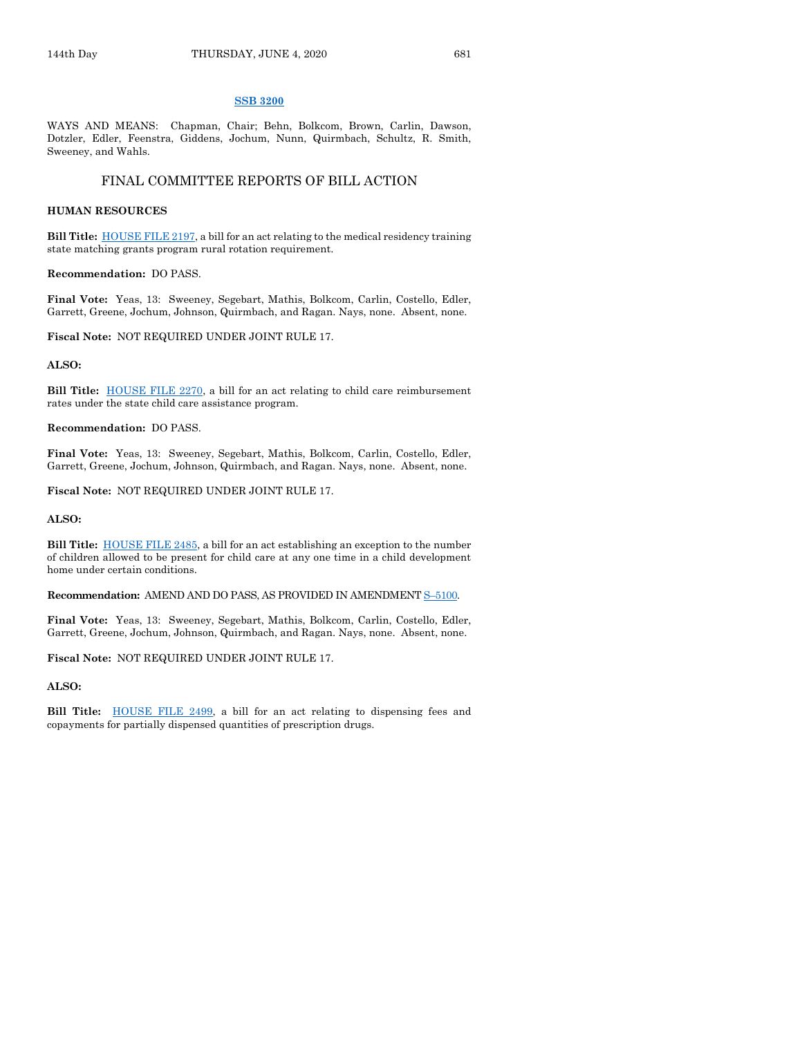**SSB 3200**

WAYS AND MEANS: Chapman, Chair; Behn, Bolkcom, Brown, Carlin, Dawson, Dotzler, Edler, Feenstra, Giddens, Jochum, Nunn, Quirmbach, Schultz, R. Smith, Sweeney, and Wahls.

## FINAL COMMITTEE REPORTS OF BILL ACTION

**HUMAN RESOURCES**

**Bill Title:** HOUSE FILE 2197, a bill for an act relating to the medical residency training state matching grants program rural rotation requirement.

**Recommendation:** DO PASS.

**Final Vote:** Yeas, 13: Sweeney, Segebart, Mathis, Bolkcom, Carlin, Costello, Edler, Garrett, Greene, Jochum, Johnson, Quirmbach, and Ragan. Nays, none. Absent, none.

**Fiscal Note:** NOT REQUIRED UNDER JOINT RULE 17.

**ALSO:**

**Bill Title:** HOUSE FILE 2270, a bill for an act relating to child care reimbursement rates under the state child care assistance program.

**Recommendation:** DO PASS.

**Final Vote:** Yeas, 13: Sweeney, Segebart, Mathis, Bolkcom, Carlin, Costello, Edler, Garrett, Greene, Jochum, Johnson, Quirmbach, and Ragan. Nays, none. Absent, none.

**Fiscal Note:** NOT REQUIRED UNDER JOINT RULE 17.

**ALSO:**

**Bill Title:** HOUSE FILE 2485, a bill for an act establishing an exception to the number of children allowed to be present for child care at any one time in a child development home under certain conditions.

**Recommendation:** AMEND AND DO PASS, AS PROVIDED IN AMENDMENT S–5100.

**Final Vote:** Yeas, 13: Sweeney, Segebart, Mathis, Bolkcom, Carlin, Costello, Edler, Garrett, Greene, Jochum, Johnson, Quirmbach, and Ragan. Nays, none. Absent, none.

**Fiscal Note:** NOT REQUIRED UNDER JOINT RULE 17.

**ALSO:**

**Bill Title:** HOUSE FILE 2499, a bill for an act relating to dispensing fees and copayments for partially dispensed quantities of prescription drugs.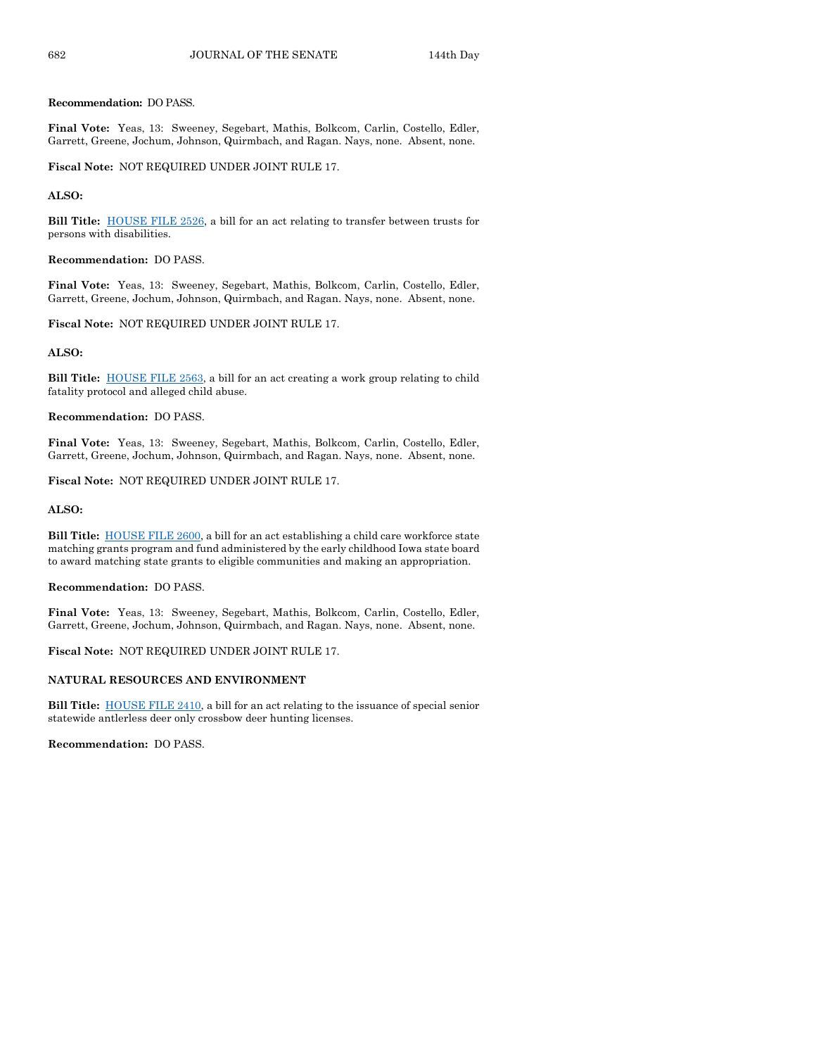**Recommendation:** DO PASS.

**Final Vote:** Yeas, 13: Sweeney, Segebart, Mathis, Bolkcom, Carlin, Costello, Edler, Garrett, Greene, Jochum, Johnson, Quirmbach, and Ragan. Nays, none. Absent, none.

**Fiscal Note:** NOT REQUIRED UNDER JOINT RULE 17.

**ALSO:**

**Bill Title:** HOUSE FILE 2526, a bill for an act relating to transfer between trusts for persons with disabilities.

**Recommendation:** DO PASS.

**Final Vote:** Yeas, 13: Sweeney, Segebart, Mathis, Bolkcom, Carlin, Costello, Edler, Garrett, Greene, Jochum, Johnson, Quirmbach, and Ragan. Nays, none. Absent, none.

**Fiscal Note:** NOT REQUIRED UNDER JOINT RULE 17.

**ALSO:**

**Bill Title:** HOUSE FILE 2563, a bill for an act creating a work group relating to child fatality protocol and alleged child abuse.

**Recommendation:** DO PASS.

**Final Vote:** Yeas, 13: Sweeney, Segebart, Mathis, Bolkcom, Carlin, Costello, Edler, Garrett, Greene, Jochum, Johnson, Quirmbach, and Ragan. Nays, none. Absent, none.

**Fiscal Note:** NOT REQUIRED UNDER JOINT RULE 17.

**ALSO:**

**Bill Title:** HOUSE FILE 2600, a bill for an act establishing a child care workforce state matching grants program and fund administered by the early childhood Iowa state board to award matching state grants to eligible communities and making an appropriation.

**Recommendation:** DO PASS.

**Final Vote:** Yeas, 13: Sweeney, Segebart, Mathis, Bolkcom, Carlin, Costello, Edler, Garrett, Greene, Jochum, Johnson, Quirmbach, and Ragan. Nays, none. Absent, none.

**Fiscal Note:** NOT REQUIRED UNDER JOINT RULE 17.

**NATURAL RESOURCES AND ENVIRONMENT**

**Bill Title:** HOUSE FILE 2410, a bill for an act relating to the issuance of special senior statewide antlerless deer only crossbow deer hunting licenses.

**Recommendation:** DO PASS.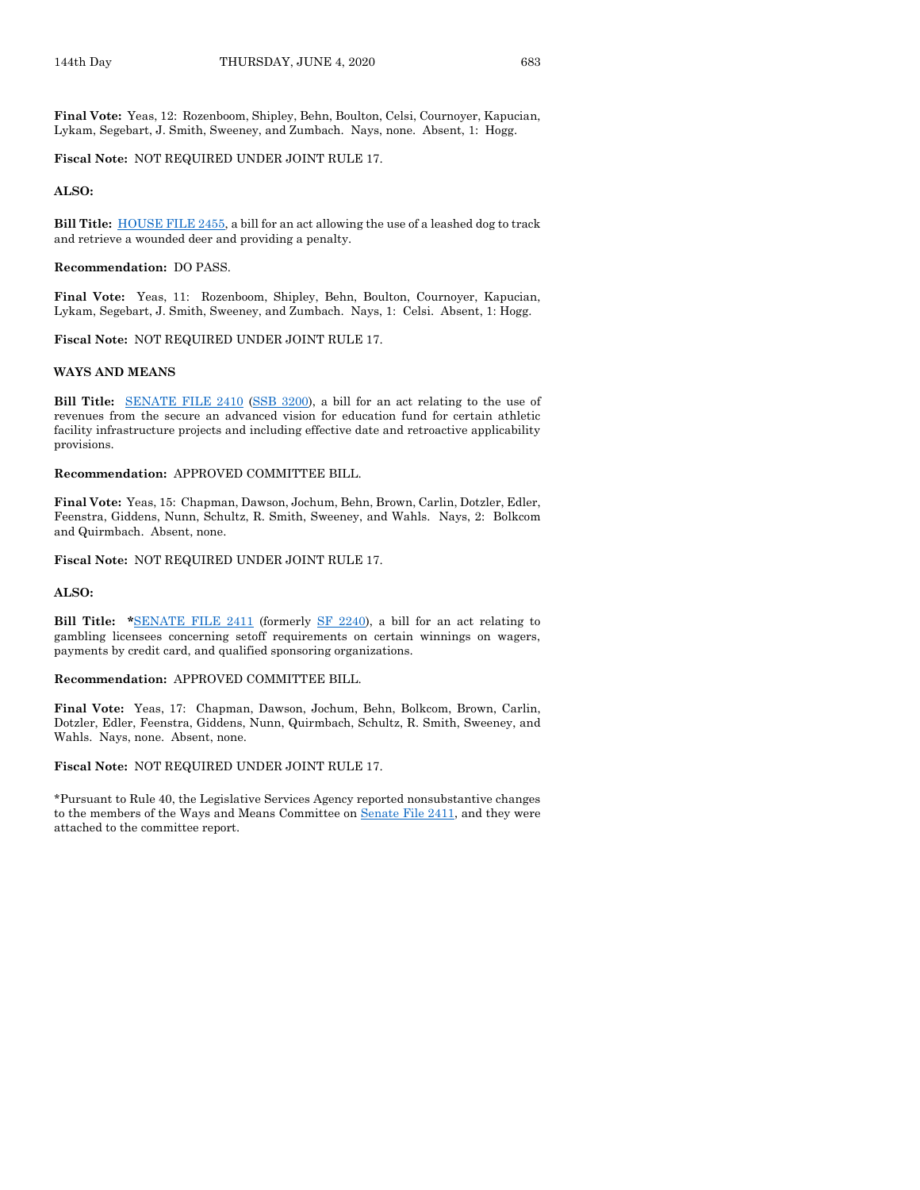**Final Vote:** Yeas, 12: Rozenboom, Shipley, Behn, Boulton, Celsi, Cournoyer, Kapucian, Lykam, Segebart, J. Smith, Sweeney, and Zumbach. Nays, none. Absent, 1: Hogg.

**Fiscal Note:** NOT REQUIRED UNDER JOINT RULE 17.

**ALSO:**

**Bill Title:** HOUSE FILE 2455, a bill for an act allowing the use of a leashed dog to track and retrieve a wounded deer and providing a penalty.

**Recommendation:** DO PASS.

**Final Vote:** Yeas, 11: Rozenboom, Shipley, Behn, Boulton, Cournoyer, Kapucian, Lykam, Segebart, J. Smith, Sweeney, and Zumbach. Nays, 1: Celsi. Absent, 1: Hogg.

**Fiscal Note:** NOT REQUIRED UNDER JOINT RULE 17.

**WAYS AND MEANS**

**Bill Title:** SENATE FILE 2410 (SSB 3200), a bill for an act relating to the use of revenues from the secure an advanced vision for education fund for certain athletic facility infrastructure projects and including effective date and retroactive applicability provisions.

**Recommendation:** APPROVED COMMITTEE BILL.

**Final Vote:** Yeas, 15: Chapman, Dawson, Jochum, Behn, Brown, Carlin, Dotzler, Edler, Feenstra, Giddens, Nunn, Schultz, R. Smith, Sweeney, and Wahls. Nays, 2: Bolkcom and Quirmbach. Absent, none.

**Fiscal Note:** NOT REQUIRED UNDER JOINT RULE 17.

**ALSO:**

**Bill Title:** *SENATE FILE 2411 (formerly SF 2240), a bill for an act relating to gambling licensees concerning setoff requirements on certain winnings on wagers, payments by credit card, and qualified sponsoring organizations.

**Recommendation:** APPROVED COMMITTEE BILL.

**Final Vote:** Yeas, 17: Chapman, Dawson, Jochum, Behn, Bolkcom, Brown, Carlin, Dotzler, Edler, Feenstra, Giddens, Nunn, Quirmbach, Schultz, R. Smith, Sweeney, and Wahls. Nays, none. Absent, none.

**Fiscal Note:** NOT REQUIRED UNDER JOINT RULE 17.

*Pursuant to Rule 40, the Legislative Services Agency reported nonsubstantive changes to the members of the Ways and Means Committee on Senate File 2411, and they were attached to the committee report.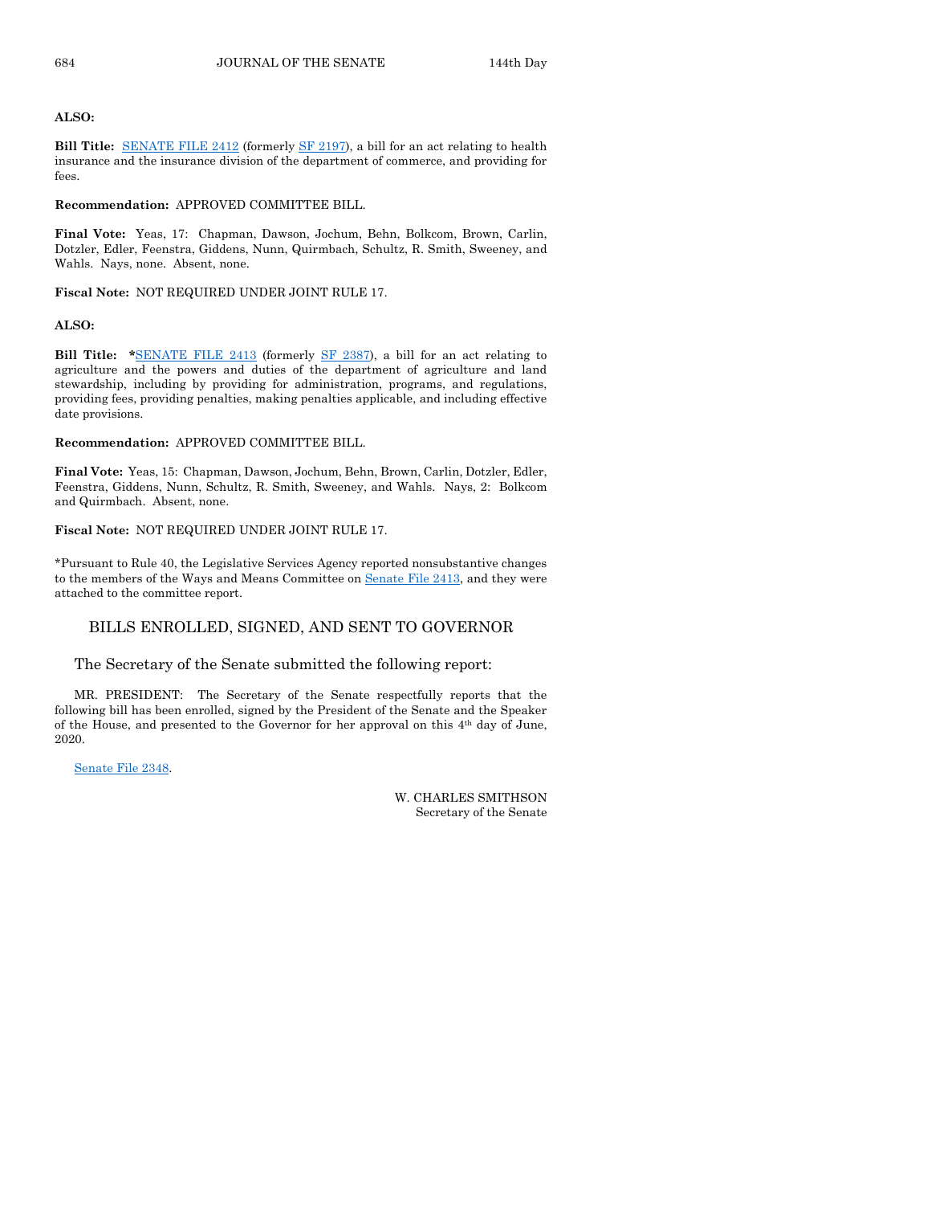**ALSO:**

**Bill Title:** SENATE FILE 2412 (formerly SF 2197), a bill for an act relating to health insurance and the insurance division of the department of commerce, and providing for fees.

**Recommendation:** APPROVED COMMITTEE BILL.

**Final Vote:** Yeas, 17: Chapman, Dawson, Jochum, Behn, Bolkcom, Brown, Carlin, Dotzler, Edler, Feenstra, Giddens, Nunn, Quirmbach, Schultz, R. Smith, Sweeney, and Wahls. Nays, none. Absent, none.

**Fiscal Note:** NOT REQUIRED UNDER JOINT RULE 17.

**ALSO:**

**Bill Title:** ***SENATE FILE 2413** (formerly SF 2387), a bill for an act relating to agriculture and the powers and duties of the department of agriculture and land stewardship, including by providing for administration, programs, and regulations, providing fees, providing penalties, making penalties applicable, and including effective date provisions.

**Recommendation:** APPROVED COMMITTEE BILL.

**Final Vote:** Yeas, 15: Chapman, Dawson, Jochum, Behn, Brown, Carlin, Dotzler, Edler, Feenstra, Giddens, Nunn, Schultz, R. Smith, Sweeney, and Wahls. Nays, 2: Bolkcom and Quirmbach. Absent, none.

**Fiscal Note:** NOT REQUIRED UNDER JOINT RULE 17.

*Pursuant to Rule 40, the Legislative Services Agency reported nonsubstantive changes to the members of the Ways and Means Committee on Senate File 2413, and they were attached to the committee report.

## BILLS ENROLLED, SIGNED, AND SENT TO GOVERNOR

The Secretary of the Senate submitted the following report:

MR. PRESIDENT: The Secretary of the Senate respectfully reports that the following bill has been enrolled, signed by the President of the Senate and the Speaker of the House, and presented to the Governor for her approval on this 4th day of June, 2020.

Senate File 2348.

W. CHARLES SMITHSON
Secretary of the Senate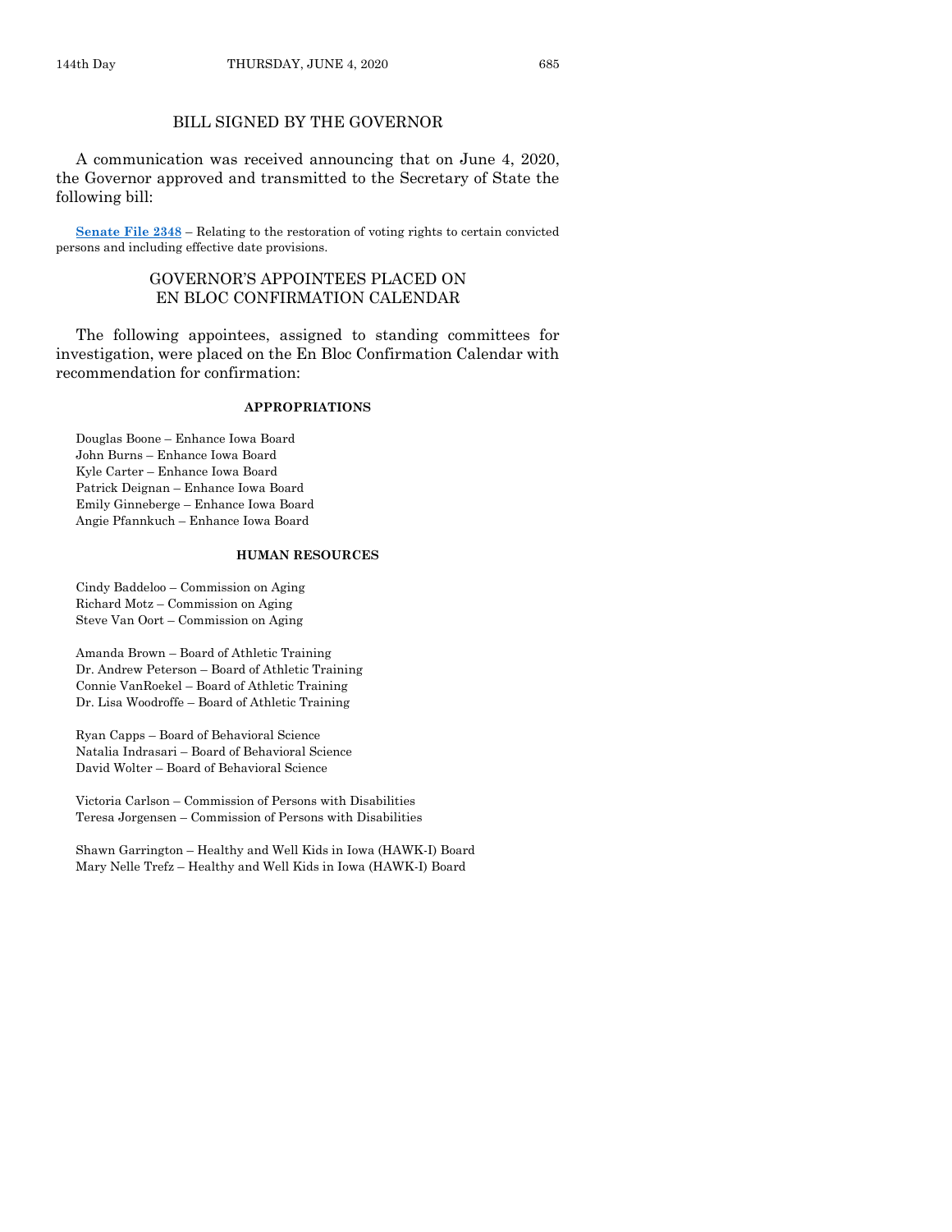## BILL SIGNED BY THE GOVERNOR

A communication was received announcing that on June 4, 2020, the Governor approved and transmitted to the Secretary of State the following bill:

**Senate File 2348** – Relating to the restoration of voting rights to certain convicted persons and including effective date provisions.

## GOVERNOR'S APPOINTEES PLACED ON EN BLOC CONFIRMATION CALENDAR

The following appointees, assigned to standing committees for investigation, were placed on the En Bloc Confirmation Calendar with recommendation for confirmation:

### APPROPRIATIONS

Douglas Boone – Enhance Iowa Board
John Burns – Enhance Iowa Board
Kyle Carter – Enhance Iowa Board
Patrick Deignan – Enhance Iowa Board
Emily Ginneberge – Enhance Iowa Board
Angie Pfannkuch – Enhance Iowa Board

### HUMAN RESOURCES

Cindy Baddeloo – Commission on Aging
Richard Motz – Commission on Aging
Steve Van Oort – Commission on Aging

Amanda Brown – Board of Athletic Training
Dr. Andrew Peterson – Board of Athletic Training
Connie VanRoekel – Board of Athletic Training
Dr. Lisa Woodroffe – Board of Athletic Training

Ryan Capps – Board of Behavioral Science
Natalia Indrasari – Board of Behavioral Science
David Wolter – Board of Behavioral Science

Victoria Carlson – Commission of Persons with Disabilities
Teresa Jorgensen – Commission of Persons with Disabilities

Shawn Garrington – Healthy and Well Kids in Iowa (HAWK-I) Board
Mary Nelle Trefz – Healthy and Well Kids in Iowa (HAWK-I) Board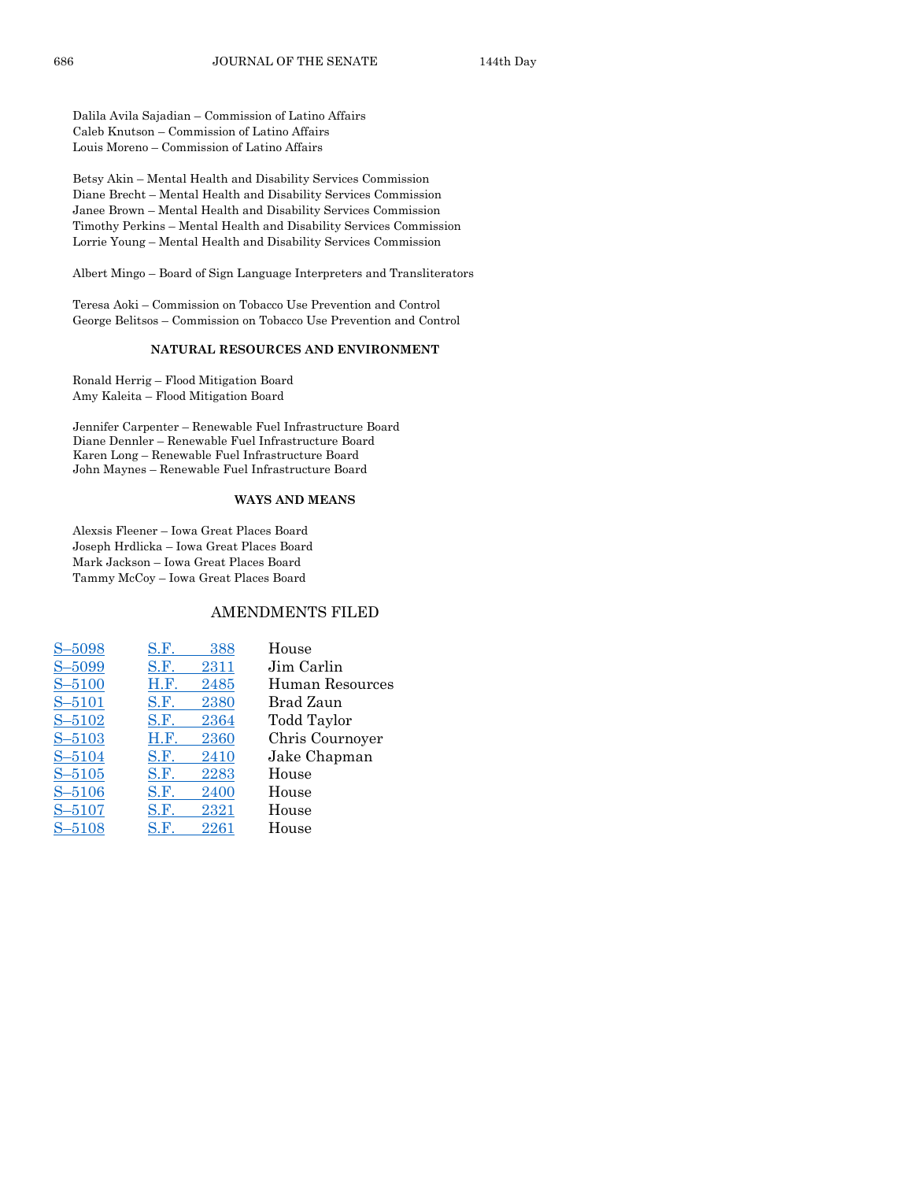Dalila Avila Sajadian – Commission of Latino Affairs
Caleb Knutson – Commission of Latino Affairs
Louis Moreno – Commission of Latino Affairs

Betsy Akin – Mental Health and Disability Services Commission
Diane Brecht – Mental Health and Disability Services Commission
Janee Brown – Mental Health and Disability Services Commission
Timothy Perkins – Mental Health and Disability Services Commission
Lorrie Young – Mental Health and Disability Services Commission

Albert Mingo – Board of Sign Language Interpreters and Transliterators

Teresa Aoki – Commission on Tobacco Use Prevention and Control
George Belitsos – Commission on Tobacco Use Prevention and Control

### NATURAL RESOURCES AND ENVIRONMENT

Ronald Herrig – Flood Mitigation Board
Amy Kaleita – Flood Mitigation Board

Jennifer Carpenter – Renewable Fuel Infrastructure Board
Diane Dennler – Renewable Fuel Infrastructure Board
Karen Long – Renewable Fuel Infrastructure Board
John Maynes – Renewable Fuel Infrastructure Board

### WAYS AND MEANS

Alexsis Fleener – Iowa Great Places Board
Joseph Hrdlicka – Iowa Great Places Board
Mark Jackson – Iowa Great Places Board
Tammy McCoy – Iowa Great Places Board

## AMENDMENTS FILED

| | | |
|---|---|---|
| S–5098 | S.F. 388 | House |
| S–5099 | S.F. 2311 | Jim Carlin |
| S–5100 | H.F. 2485 | Human Resources |
| S–5101 | S.F. 2380 | Brad Zaun |
| S–5102 | S.F. 2364 | Todd Taylor |
| S–5103 | H.F. 2360 | Chris Cournoyer |
| S–5104 | S.F. 2410 | Jake Chapman |
| S–5105 | S.F. 2283 | House |
| S–5106 | S.F. 2400 | House |
| S–5107 | S.F. 2321 | House |
| S–5108 | S.F. 2261 | House |